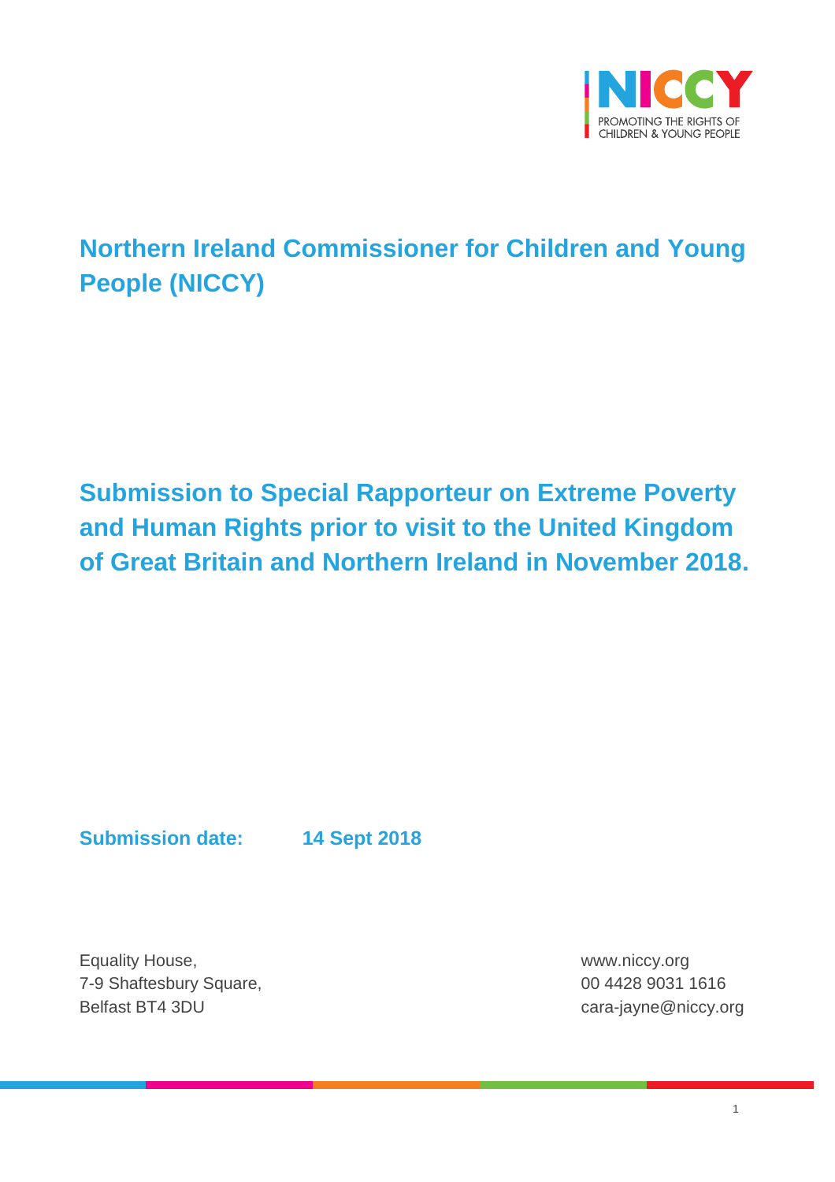# Northern Ireland Commissioner for Children and Young People (NICCY)

## Submission to Special Rapporteur on Extreme Poverty and Human Rights prior to visit to the United Kingdom of Great Britain and Northern Ireland in November 2018.

**Submission date:** **14 Sept 2018**

Equality House,
7-9 Shaftesbury Square,
Belfast BT4 3DU

www.niccy.org
00 4428 9031 1616
cara-jayne@niccy.org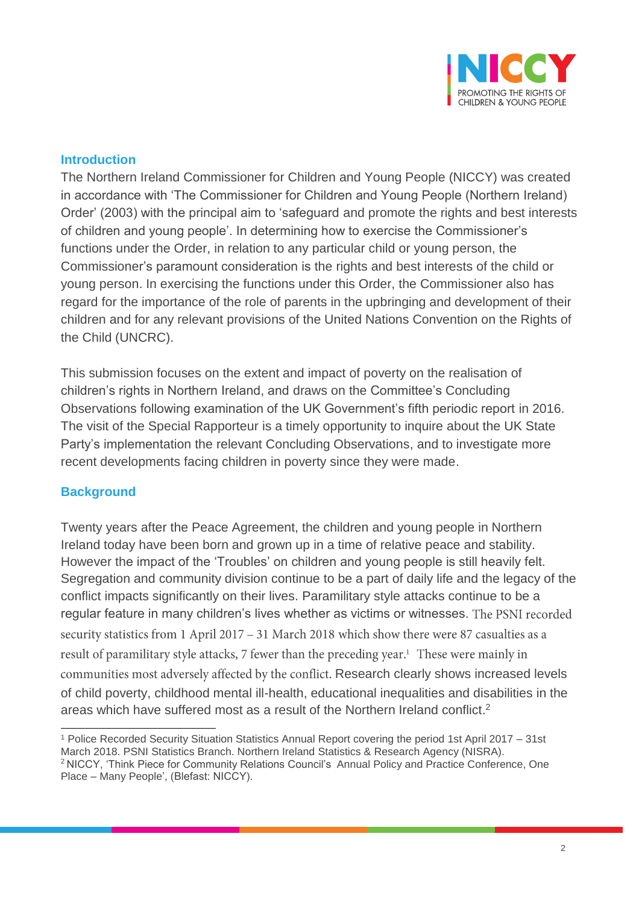## Introduction

The Northern Ireland Commissioner for Children and Young People (NICCY) was created in accordance with 'The Commissioner for Children and Young People (Northern Ireland) Order' (2003) with the principal aim to 'safeguard and promote the rights and best interests of children and young people'. In determining how to exercise the Commissioner's functions under the Order, in relation to any particular child or young person, the Commissioner's paramount consideration is the rights and best interests of the child or young person. In exercising the functions under this Order, the Commissioner also has regard for the importance of the role of parents in the upbringing and development of their children and for any relevant provisions of the United Nations Convention on the Rights of the Child (UNCRC).

This submission focuses on the extent and impact of poverty on the realisation of children's rights in Northern Ireland, and draws on the Committee's Concluding Observations following examination of the UK Government's fifth periodic report in 2016. The visit of the Special Rapporteur is a timely opportunity to inquire about the UK State Party's implementation the relevant Concluding Observations, and to investigate more recent developments facing children in poverty since they were made.

## Background

Twenty years after the Peace Agreement, the children and young people in Northern Ireland today have been born and grown up in a time of relative peace and stability. However the impact of the 'Troubles' on children and young people is still heavily felt. Segregation and community division continue to be a part of daily life and the legacy of the conflict impacts significantly on their lives. Paramilitary style attacks continue to be a regular feature in many children's lives whether as victims or witnesses. The PSNI recorded security statistics from 1 April 2017 – 31 March 2018 which show there were 87 casualties as a result of paramilitary style attacks, 7 fewer than the preceding year.[1] These were mainly in communities most adversely affected by the conflict. Research clearly shows increased levels of child poverty, childhood mental ill-health, educational inequalities and disabilities in the areas which have suffered most as a result of the Northern Ireland conflict.[2]

---

[1] Police Recorded Security Situation Statistics Annual Report covering the period 1st April 2017 – 31st March 2018. PSNI Statistics Branch. Northern Ireland Statistics & Research Agency (NISRA).

[2] NICCY, 'Think Piece for Community Relations Council's Annual Policy and Practice Conference, One Place – Many People', (Belfast: NICCY).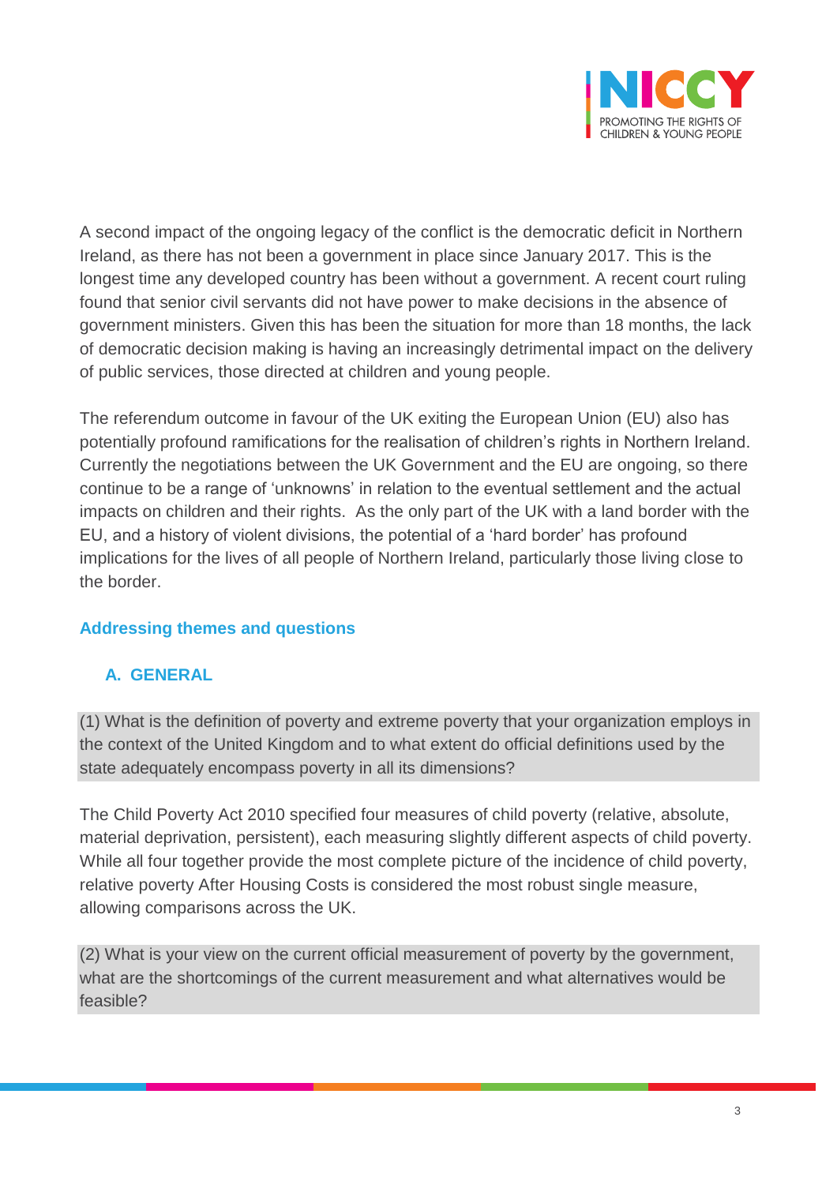A second impact of the ongoing legacy of the conflict is the democratic deficit in Northern Ireland, as there has not been a government in place since January 2017. This is the longest time any developed country has been without a government. A recent court ruling found that senior civil servants did not have power to make decisions in the absence of government ministers. Given this has been the situation for more than 18 months, the lack of democratic decision making is having an increasingly detrimental impact on the delivery of public services, those directed at children and young people.

The referendum outcome in favour of the UK exiting the European Union (EU) also has potentially profound ramifications for the realisation of children's rights in Northern Ireland. Currently the negotiations between the UK Government and the EU are ongoing, so there continue to be a range of 'unknowns' in relation to the eventual settlement and the actual impacts on children and their rights. As the only part of the UK with a land border with the EU, and a history of violent divisions, the potential of a 'hard border' has profound implications for the lives of all people of Northern Ireland, particularly those living close to the border.

## Addressing themes and questions

### A. GENERAL

(1) What is the definition of poverty and extreme poverty that your organization employs in the context of the United Kingdom and to what extent do official definitions used by the state adequately encompass poverty in all its dimensions?

The Child Poverty Act 2010 specified four measures of child poverty (relative, absolute, material deprivation, persistent), each measuring slightly different aspects of child poverty. While all four together provide the most complete picture of the incidence of child poverty, relative poverty After Housing Costs is considered the most robust single measure, allowing comparisons across the UK.

(2) What is your view on the current official measurement of poverty by the government, what are the shortcomings of the current measurement and what alternatives would be feasible?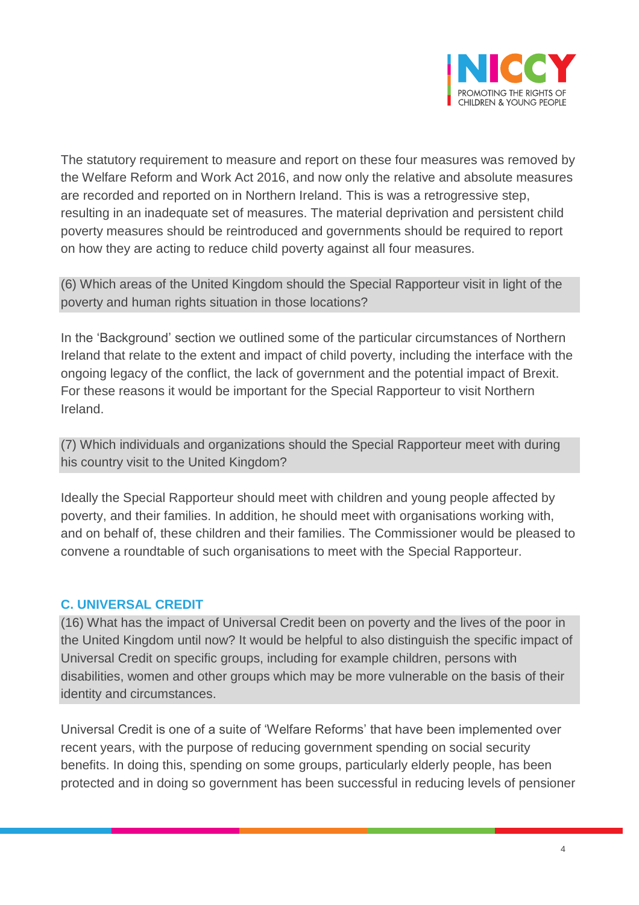The statutory requirement to measure and report on these four measures was removed by the Welfare Reform and Work Act 2016, and now only the relative and absolute measures are recorded and reported on in Northern Ireland. This is was a retrogressive step, resulting in an inadequate set of measures. The material deprivation and persistent child poverty measures should be reintroduced and governments should be required to report on how they are acting to reduce child poverty against all four measures.

(6) Which areas of the United Kingdom should the Special Rapporteur visit in light of the poverty and human rights situation in those locations?

In the 'Background' section we outlined some of the particular circumstances of Northern Ireland that relate to the extent and impact of child poverty, including the interface with the ongoing legacy of the conflict, the lack of government and the potential impact of Brexit. For these reasons it would be important for the Special Rapporteur to visit Northern Ireland.

(7) Which individuals and organizations should the Special Rapporteur meet with during his country visit to the United Kingdom?

Ideally the Special Rapporteur should meet with children and young people affected by poverty, and their families. In addition, he should meet with organisations working with, and on behalf of, these children and their families. The Commissioner would be pleased to convene a roundtable of such organisations to meet with the Special Rapporteur.

## C. UNIVERSAL CREDIT

(16) What has the impact of Universal Credit been on poverty and the lives of the poor in the United Kingdom until now? It would be helpful to also distinguish the specific impact of Universal Credit on specific groups, including for example children, persons with disabilities, women and other groups which may be more vulnerable on the basis of their identity and circumstances.

Universal Credit is one of a suite of 'Welfare Reforms' that have been implemented over recent years, with the purpose of reducing government spending on social security benefits. In doing this, spending on some groups, particularly elderly people, has been protected and in doing so government has been successful in reducing levels of pensioner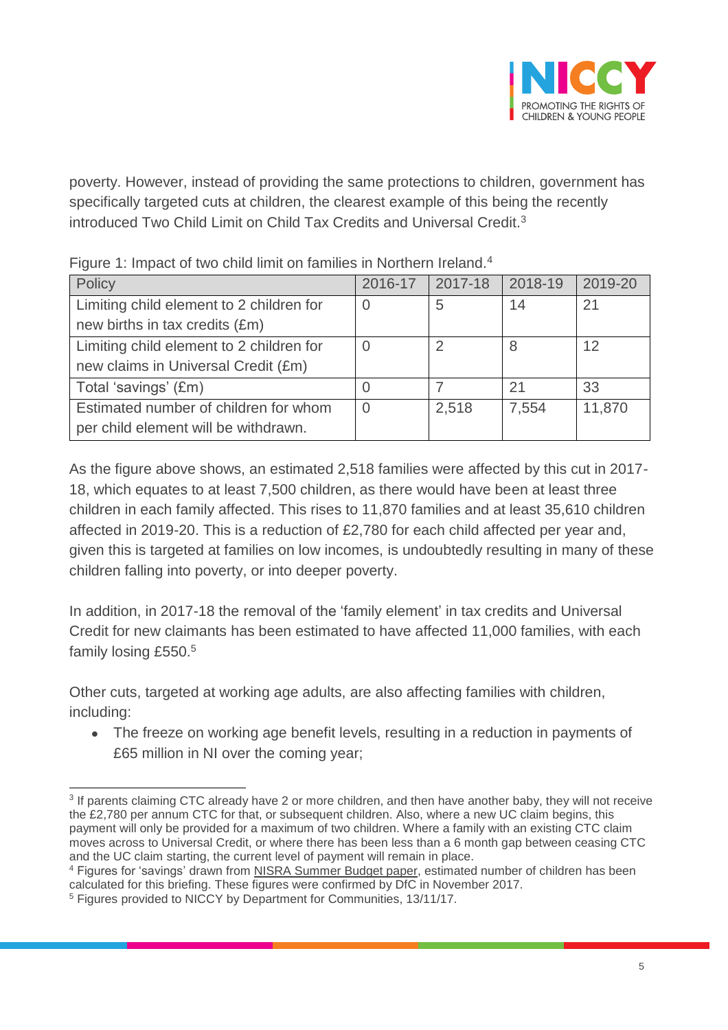poverty. However, instead of providing the same protections to children, government has specifically targeted cuts at children, the clearest example of this being the recently introduced Two Child Limit on Child Tax Credits and Universal Credit.[3]

Figure 1: Impact of two child limit on families in Northern Ireland.[4]

| Policy | 2016-17 | 2017-18 | 2018-19 | 2019-20 |
|---|---|---|---|---|
| Limiting child element to 2 children for new births in tax credits (£m) | 0 | 5 | 14 | 21 |
| Limiting child element to 2 children for new claims in Universal Credit (£m) | 0 | 2 | 8 | 12 |
| Total 'savings' (£m) | 0 | 7 | 21 | 33 |
| Estimated number of children for whom per child element will be withdrawn. | 0 | 2,518 | 7,554 | 11,870 |

As the figure above shows, an estimated 2,518 families were affected by this cut in 2017-18, which equates to at least 7,500 children, as there would have been at least three children in each family affected. This rises to 11,870 families and at least 35,610 children affected in 2019-20. This is a reduction of £2,780 for each child affected per year and, given this is targeted at families on low incomes, is undoubtedly resulting in many of these children falling into poverty, or into deeper poverty.

In addition, in 2017-18 the removal of the 'family element' in tax credits and Universal Credit for new claimants has been estimated to have affected 11,000 families, with each family losing £550.[5]

Other cuts, targeted at working age adults, are also affecting families with children, including:

- The freeze on working age benefit levels, resulting in a reduction in payments of £65 million in NI over the coming year;

---

[3] If parents claiming CTC already have 2 or more children, and then have another baby, they will not receive the £2,780 per annum CTC for that, or subsequent children. Also, where a new UC claim begins, this payment will only be provided for a maximum of two children. Where a family with an existing CTC claim moves across to Universal Credit, or where there has been less than a 6 month gap between ceasing CTC and the UC claim starting, the current level of payment will remain in place.

[4] Figures for 'savings' drawn from NISRA Summer Budget paper, estimated number of children has been calculated for this briefing. These figures were confirmed by DfC in November 2017.

[5] Figures provided to NICCY by Department for Communities, 13/11/17.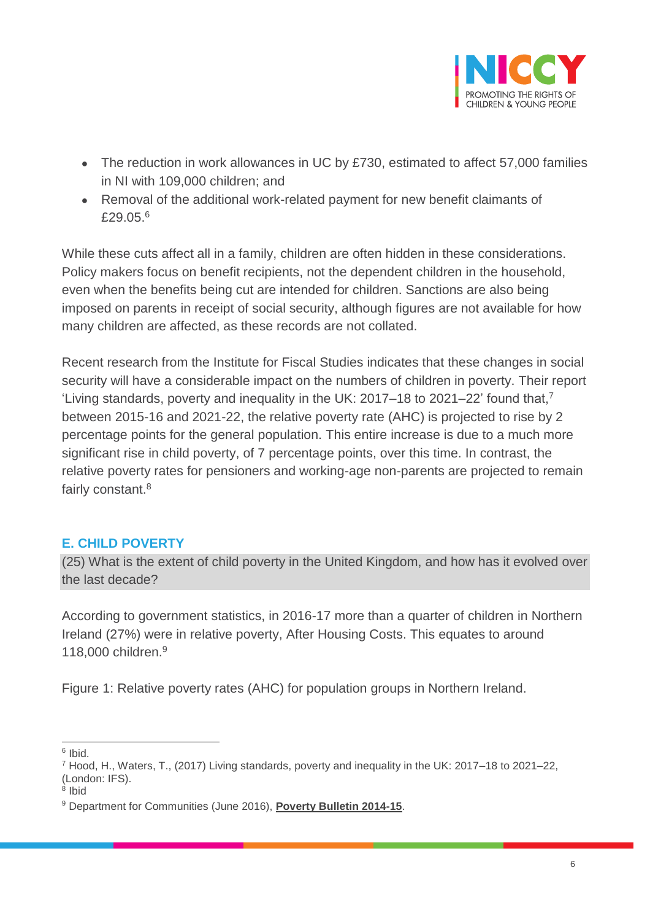- The reduction in work allowances in UC by £730, estimated to affect 57,000 families in NI with 109,000 children; and
- Removal of the additional work-related payment for new benefit claimants of £29.05.[6]

While these cuts affect all in a family, children are often hidden in these considerations. Policy makers focus on benefit recipients, not the dependent children in the household, even when the benefits being cut are intended for children. Sanctions are also being imposed on parents in receipt of social security, although figures are not available for how many children are affected, as these records are not collated.

Recent research from the Institute for Fiscal Studies indicates that these changes in social security will have a considerable impact on the numbers of children in poverty. Their report 'Living standards, poverty and inequality in the UK: 2017–18 to 2021–22' found that,[7] between 2015-16 and 2021-22, the relative poverty rate (AHC) is projected to rise by 2 percentage points for the general population. This entire increase is due to a much more significant rise in child poverty, of 7 percentage points, over this time. In contrast, the relative poverty rates for pensioners and working-age non-parents are projected to remain fairly constant.[8]

## E. CHILD POVERTY

(25) What is the extent of child poverty in the United Kingdom, and how has it evolved over the last decade?

According to government statistics, in 2016-17 more than a quarter of children in Northern Ireland (27%) were in relative poverty, After Housing Costs. This equates to around 118,000 children.[9]

Figure 1: Relative poverty rates (AHC) for population groups in Northern Ireland.

---

[6] Ibid.

[7] Hood, H., Waters, T., (2017) Living standards, poverty and inequality in the UK: 2017–18 to 2021–22, (London: IFS).

[8] Ibid

[9] Department for Communities (June 2016), **Poverty Bulletin 2014-15**.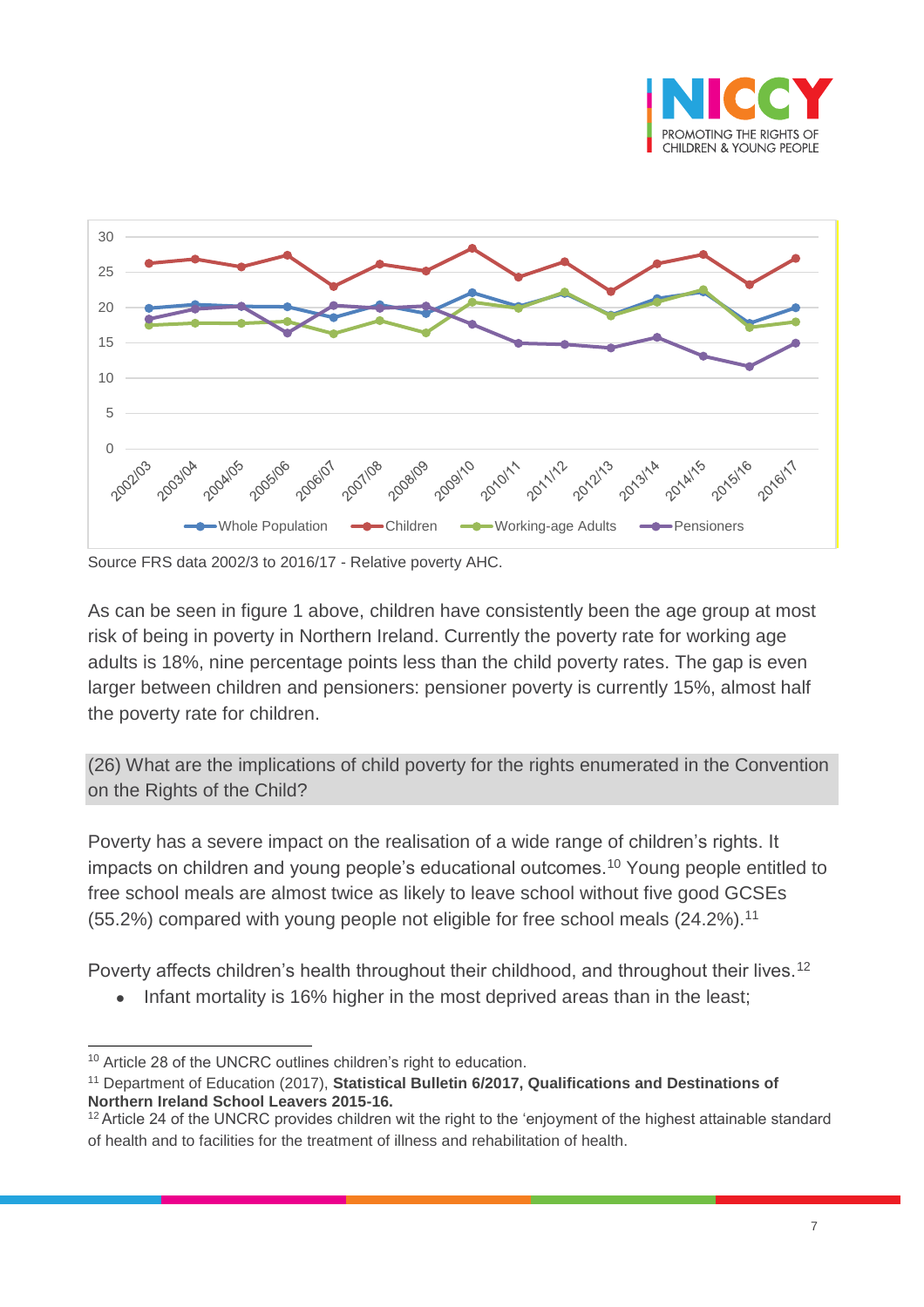Source FRS data 2002/3 to 2016/17 - Relative poverty AHC.

As can be seen in figure 1 above, children have consistently been the age group at most risk of being in poverty in Northern Ireland. Currently the poverty rate for working age adults is 18%, nine percentage points less than the child poverty rates. The gap is even larger between children and pensioners: pensioner poverty is currently 15%, almost half the poverty rate for children.

## (26) What are the implications of child poverty for the rights enumerated in the Convention on the Rights of the Child?

Poverty has a severe impact on the realisation of a wide range of children's rights. It impacts on children and young people's educational outcomes.[10] Young people entitled to free school meals are almost twice as likely to leave school without five good GCSEs (55.2%) compared with young people not eligible for free school meals (24.2%).[11]

Poverty affects children's health throughout their childhood, and throughout their lives.[12]

- Infant mortality is 16% higher in the most deprived areas than in the least;

---

[10] Article 28 of the UNCRC outlines children's right to education.

[11] Department of Education (2017), **Statistical Bulletin 6/2017, Qualifications and Destinations of Northern Ireland School Leavers 2015-16.**

[12] Article 24 of the UNCRC provides children wit the right to the 'enjoyment of the highest attainable standard of health and to facilities for the treatment of illness and rehabilitation of health.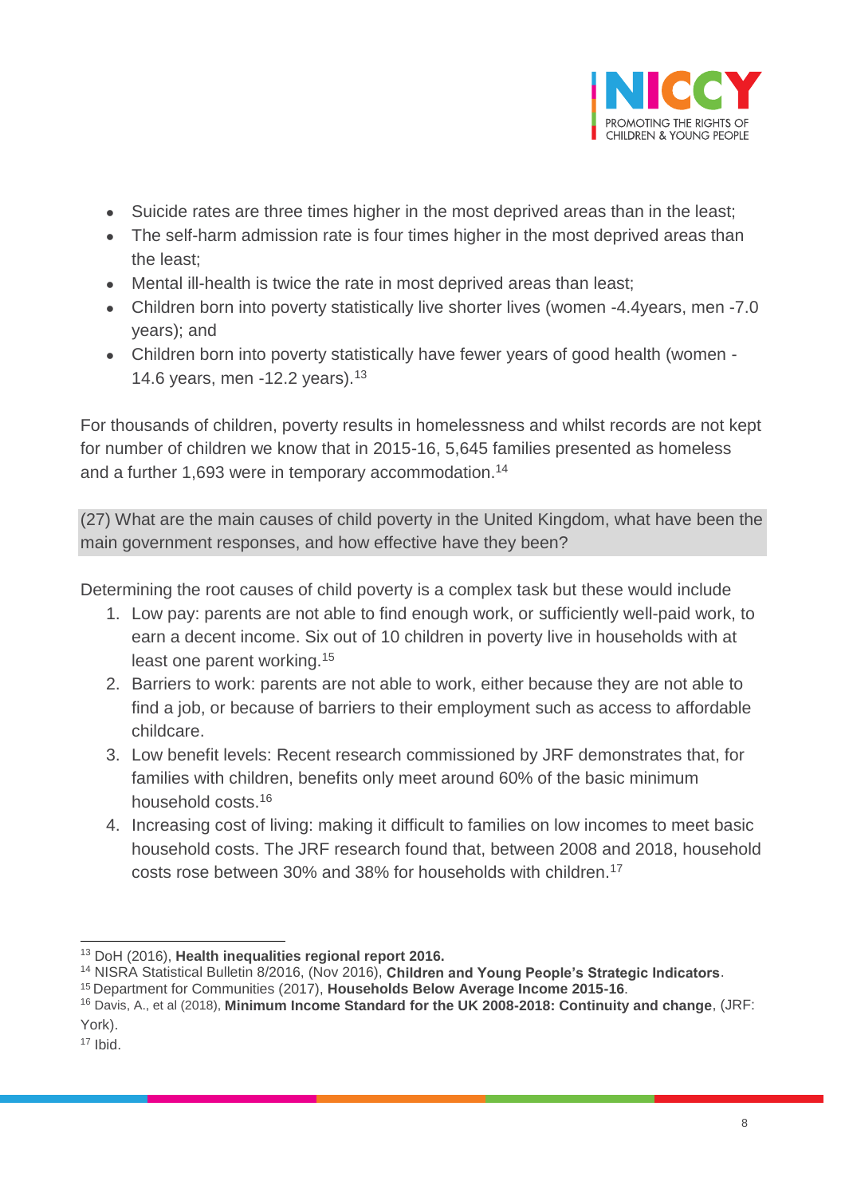- Suicide rates are three times higher in the most deprived areas than in the least;
- The self-harm admission rate is four times higher in the most deprived areas than the least;
- Mental ill-health is twice the rate in most deprived areas than least;
- Children born into poverty statistically live shorter lives (women -4.4years, men -7.0 years); and
- Children born into poverty statistically have fewer years of good health (women -14.6 years, men -12.2 years).[13]

For thousands of children, poverty results in homelessness and whilst records are not kept for number of children we know that in 2015-16, 5,645 families presented as homeless and a further 1,693 were in temporary accommodation.[14]

(27) What are the main causes of child poverty in the United Kingdom, what have been the main government responses, and how effective have they been?

Determining the root causes of child poverty is a complex task but these would include

1. Low pay: parents are not able to find enough work, or sufficiently well-paid work, to earn a decent income. Six out of 10 children in poverty live in households with at least one parent working.[15]
2. Barriers to work: parents are not able to work, either because they are not able to find a job, or because of barriers to their employment such as access to affordable childcare.
3. Low benefit levels: Recent research commissioned by JRF demonstrates that, for families with children, benefits only meet around 60% of the basic minimum household costs.[16]
4. Increasing cost of living: making it difficult to families on low incomes to meet basic household costs. The JRF research found that, between 2008 and 2018, household costs rose between 30% and 38% for households with children.[17]

---

[13] DoH (2016), **Health inequalities regional report 2016.**

[14] NISRA Statistical Bulletin 8/2016, (Nov 2016), **Children and Young People's Strategic Indicators**.

[15] Department for Communities (2017), **Households Below Average Income 2015-16**.

[16] Davis, A., et al (2018), **Minimum Income Standard for the UK 2008-2018: Continuity and change**, (JRF: York).

[17] Ibid.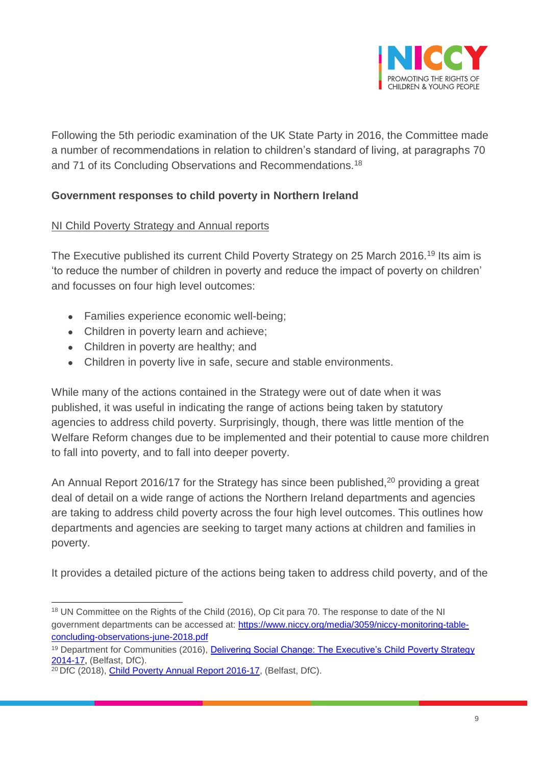Following the 5th periodic examination of the UK State Party in 2016, the Committee made a number of recommendations in relation to children's standard of living, at paragraphs 70 and 71 of its Concluding Observations and Recommendations.[18]

**Government responses to child poverty in Northern Ireland**

NI Child Poverty Strategy and Annual reports

The Executive published its current Child Poverty Strategy on 25 March 2016.[19] Its aim is 'to reduce the number of children in poverty and reduce the impact of poverty on children' and focusses on four high level outcomes:

- Families experience economic well-being;
- Children in poverty learn and achieve;
- Children in poverty are healthy; and
- Children in poverty live in safe, secure and stable environments.

While many of the actions contained in the Strategy were out of date when it was published, it was useful in indicating the range of actions being taken by statutory agencies to address child poverty. Surprisingly, though, there was little mention of the Welfare Reform changes due to be implemented and their potential to cause more children to fall into poverty, and to fall into deeper poverty.

An Annual Report 2016/17 for the Strategy has since been published,[20] providing a great deal of detail on a wide range of actions the Northern Ireland departments and agencies are taking to address child poverty across the four high level outcomes. This outlines how departments and agencies are seeking to target many actions at children and families in poverty.

It provides a detailed picture of the actions being taken to address child poverty, and of the

---

[18] UN Committee on the Rights of the Child (2016), Op Cit para 70. The response to date of the NI government departments can be accessed at: https://www.niccy.org/media/3059/niccy-monitoring-table-concluding-observations-june-2018.pdf

[19] Department for Communities (2016), Delivering Social Change: The Executive's Child Poverty Strategy 2014-17, (Belfast, DfC).

[20] DfC (2018), Child Poverty Annual Report 2016-17, (Belfast, DfC).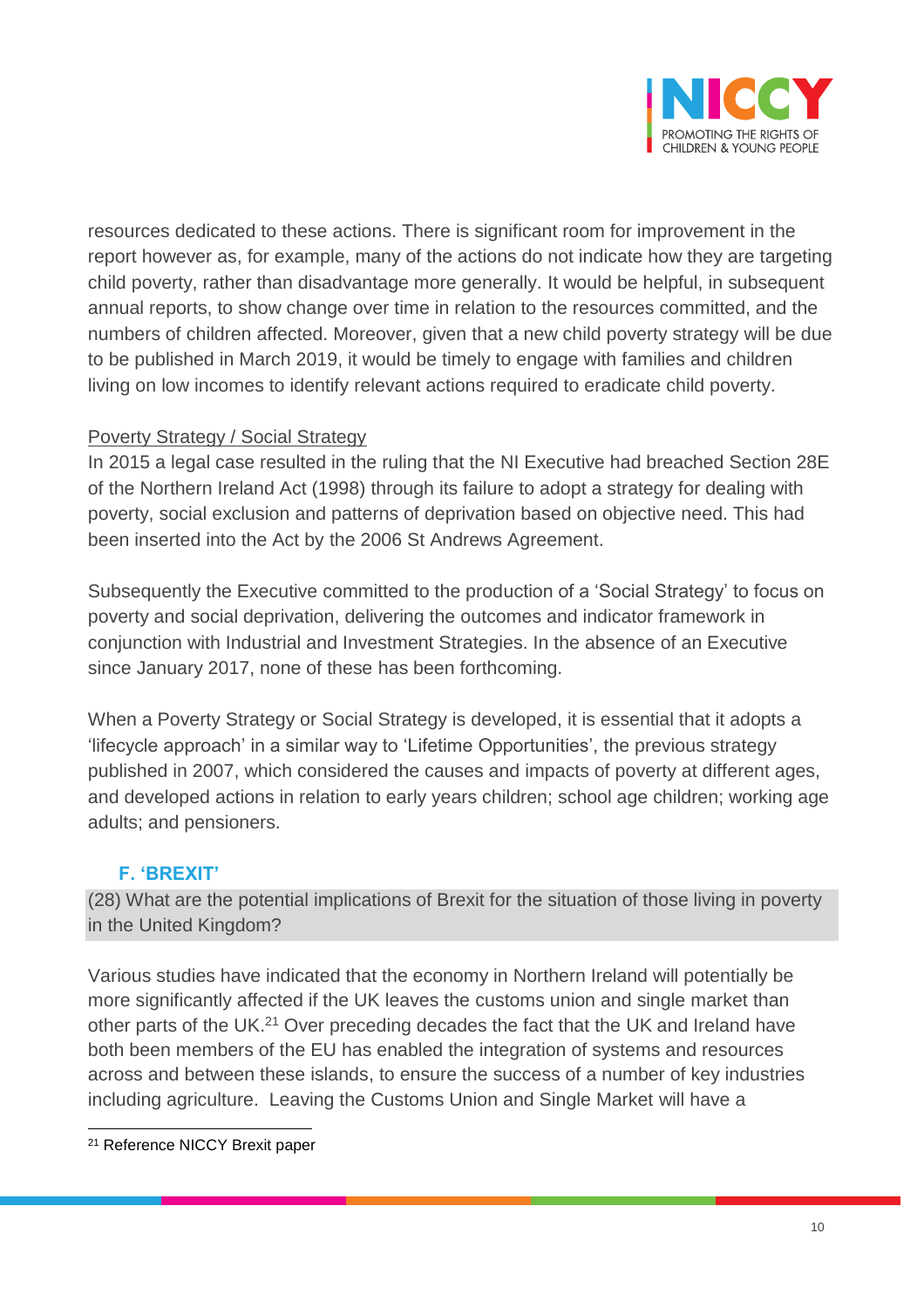resources dedicated to these actions. There is significant room for improvement in the report however as, for example, many of the actions do not indicate how they are targeting child poverty, rather than disadvantage more generally. It would be helpful, in subsequent annual reports, to show change over time in relation to the resources committed, and the numbers of children affected. Moreover, given that a new child poverty strategy will be due to be published in March 2019, it would be timely to engage with families and children living on low incomes to identify relevant actions required to eradicate child poverty.

Poverty Strategy / Social Strategy

In 2015 a legal case resulted in the ruling that the NI Executive had breached Section 28E of the Northern Ireland Act (1998) through its failure to adopt a strategy for dealing with poverty, social exclusion and patterns of deprivation based on objective need. This had been inserted into the Act by the 2006 St Andrews Agreement.

Subsequently the Executive committed to the production of a 'Social Strategy' to focus on poverty and social deprivation, delivering the outcomes and indicator framework in conjunction with Industrial and Investment Strategies. In the absence of an Executive since January 2017, none of these has been forthcoming.

When a Poverty Strategy or Social Strategy is developed, it is essential that it adopts a 'lifecycle approach' in a similar way to 'Lifetime Opportunities', the previous strategy published in 2007, which considered the causes and impacts of poverty at different ages, and developed actions in relation to early years children; school age children; working age adults; and pensioners.

## F. 'BREXIT'

(28) What are the potential implications of Brexit for the situation of those living in poverty in the United Kingdom?

Various studies have indicated that the economy in Northern Ireland will potentially be more significantly affected if the UK leaves the customs union and single market than other parts of the UK.[21] Over preceding decades the fact that the UK and Ireland have both been members of the EU has enabled the integration of systems and resources across and between these islands, to ensure the success of a number of key industries including agriculture. Leaving the Customs Union and Single Market will have a

[21] Reference NICCY Brexit paper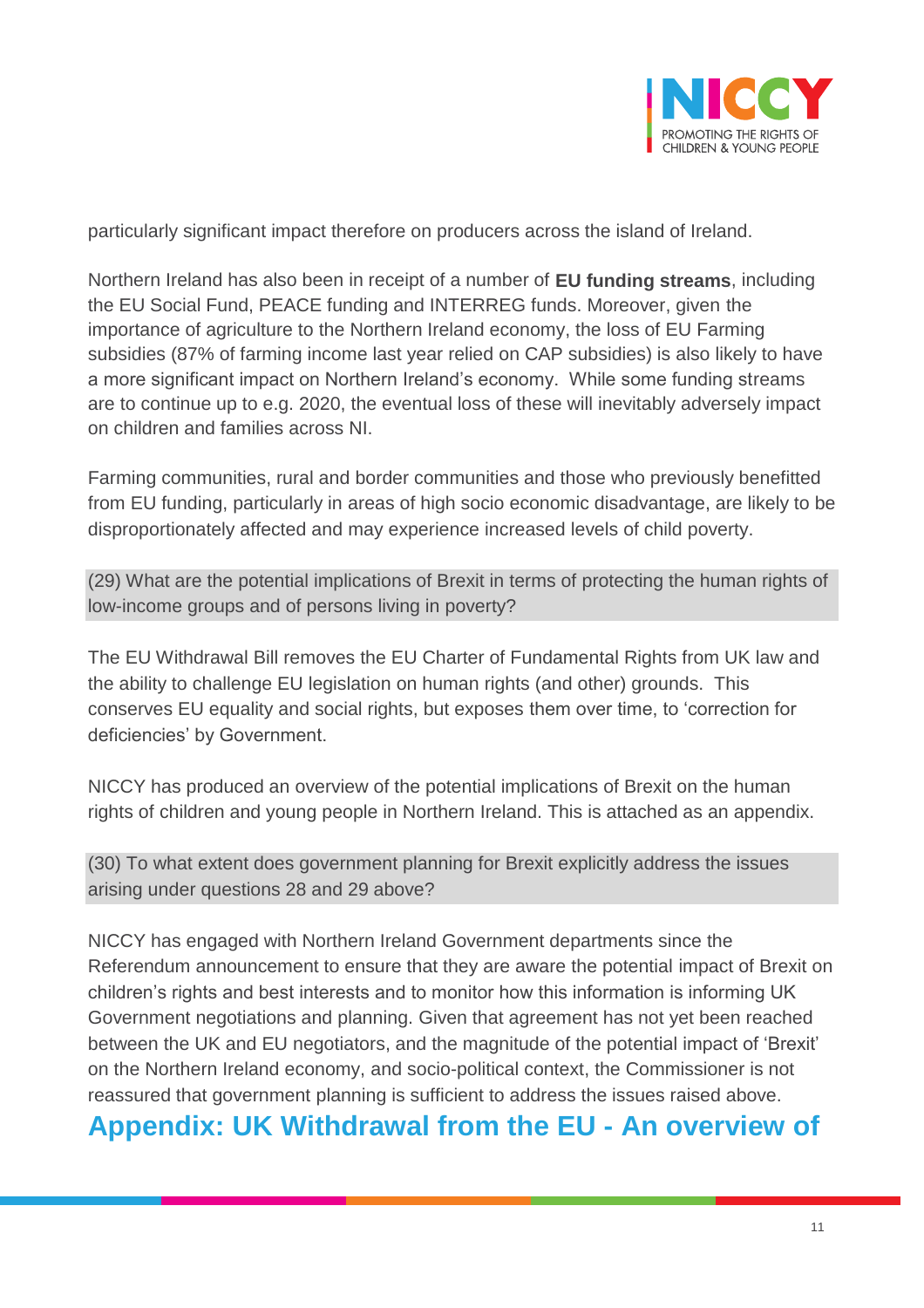particularly significant impact therefore on producers across the island of Ireland.

Northern Ireland has also been in receipt of a number of **EU funding streams**, including the EU Social Fund, PEACE funding and INTERREG funds. Moreover, given the importance of agriculture to the Northern Ireland economy, the loss of EU Farming subsidies (87% of farming income last year relied on CAP subsidies) is also likely to have a more significant impact on Northern Ireland's economy. While some funding streams are to continue up to e.g. 2020, the eventual loss of these will inevitably adversely impact on children and families across NI.

Farming communities, rural and border communities and those who previously benefitted from EU funding, particularly in areas of high socio economic disadvantage, are likely to be disproportionately affected and may experience increased levels of child poverty.

(29) What are the potential implications of Brexit in terms of protecting the human rights of low-income groups and of persons living in poverty?

The EU Withdrawal Bill removes the EU Charter of Fundamental Rights from UK law and the ability to challenge EU legislation on human rights (and other) grounds. This conserves EU equality and social rights, but exposes them over time, to 'correction for deficiencies' by Government.

NICCY has produced an overview of the potential implications of Brexit on the human rights of children and young people in Northern Ireland. This is attached as an appendix.

(30) To what extent does government planning for Brexit explicitly address the issues arising under questions 28 and 29 above?

NICCY has engaged with Northern Ireland Government departments since the Referendum announcement to ensure that they are aware the potential impact of Brexit on children's rights and best interests and to monitor how this information is informing UK Government negotiations and planning. Given that agreement has not yet been reached between the UK and EU negotiators, and the magnitude of the potential impact of 'Brexit' on the Northern Ireland economy, and socio-political context, the Commissioner is not reassured that government planning is sufficient to address the issues raised above.

## Appendix: UK Withdrawal from the EU - An overview of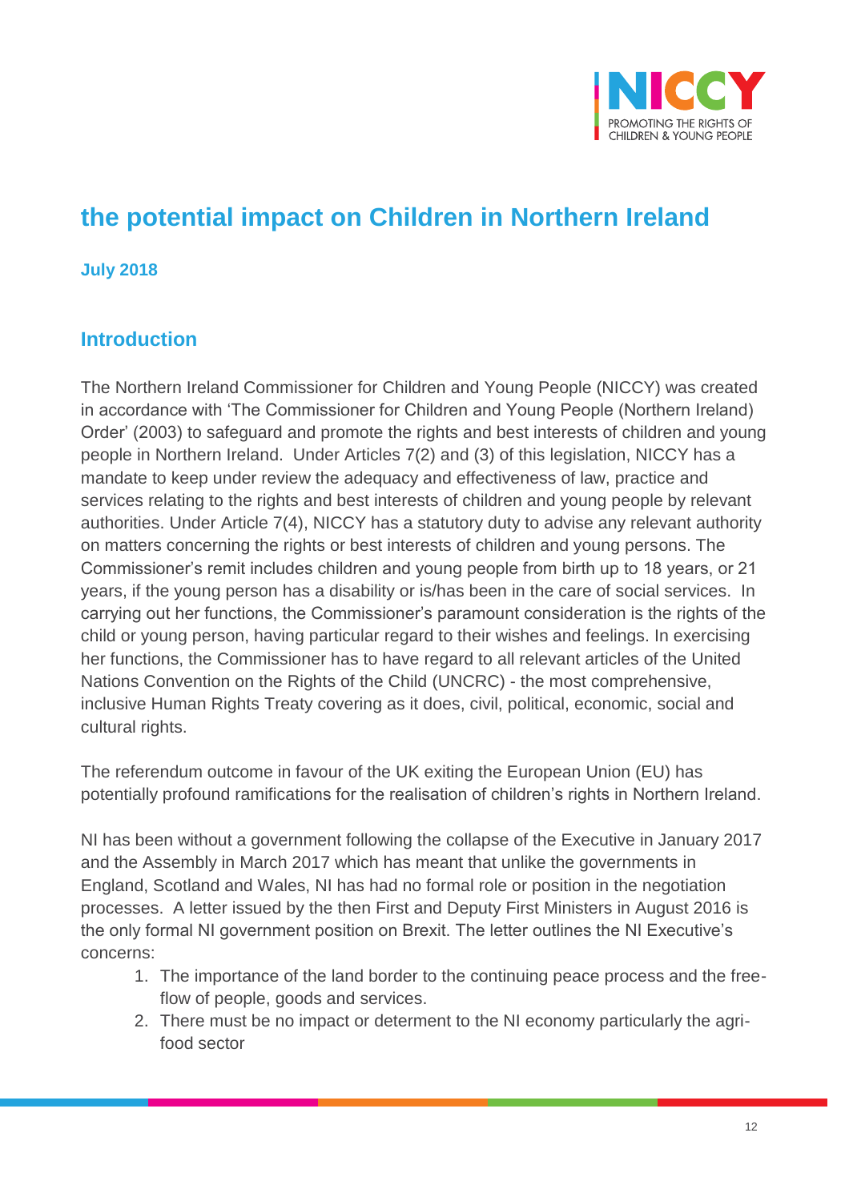# the potential impact on Children in Northern Ireland

**July 2018**

## Introduction

The Northern Ireland Commissioner for Children and Young People (NICCY) was created in accordance with 'The Commissioner for Children and Young People (Northern Ireland) Order' (2003) to safeguard and promote the rights and best interests of children and young people in Northern Ireland. Under Articles 7(2) and (3) of this legislation, NICCY has a mandate to keep under review the adequacy and effectiveness of law, practice and services relating to the rights and best interests of children and young people by relevant authorities. Under Article 7(4), NICCY has a statutory duty to advise any relevant authority on matters concerning the rights or best interests of children and young persons. The Commissioner's remit includes children and young people from birth up to 18 years, or 21 years, if the young person has a disability or is/has been in the care of social services. In carrying out her functions, the Commissioner's paramount consideration is the rights of the child or young person, having particular regard to their wishes and feelings. In exercising her functions, the Commissioner has to have regard to all relevant articles of the United Nations Convention on the Rights of the Child (UNCRC) - the most comprehensive, inclusive Human Rights Treaty covering as it does, civil, political, economic, social and cultural rights.

The referendum outcome in favour of the UK exiting the European Union (EU) has potentially profound ramifications for the realisation of children's rights in Northern Ireland.

NI has been without a government following the collapse of the Executive in January 2017 and the Assembly in March 2017 which has meant that unlike the governments in England, Scotland and Wales, NI has had no formal role or position in the negotiation processes. A letter issued by the then First and Deputy First Ministers in August 2016 is the only formal NI government position on Brexit. The letter outlines the NI Executive's concerns:

1. The importance of the land border to the continuing peace process and the free-flow of people, goods and services.
2. There must be no impact or determent to the NI economy particularly the agri-food sector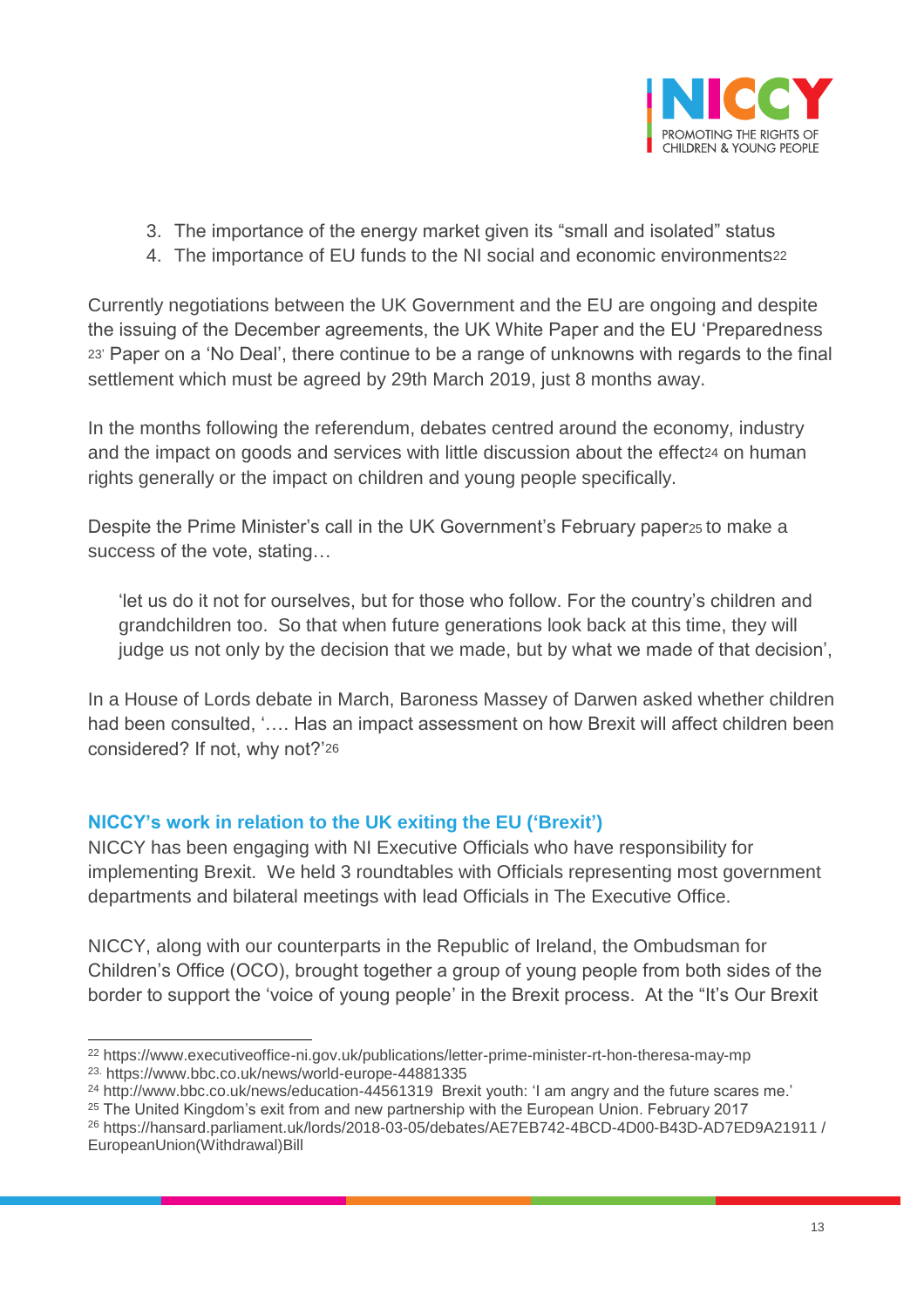3. The importance of the energy market given its “small and isolated” status
4. The importance of EU funds to the NI social and economic environments[22]

Currently negotiations between the UK Government and the EU are ongoing and despite the issuing of the December agreements, the UK White Paper and the EU ‘Preparedness [23]’ Paper on a ‘No Deal’, there continue to be a range of unknowns with regards to the final settlement which must be agreed by 29th March 2019, just 8 months away.

In the months following the referendum, debates centred around the economy, industry and the impact on goods and services with little discussion about the effect[24] on human rights generally or the impact on children and young people specifically.

Despite the Prime Minister’s call in the UK Government’s February paper[25] to make a success of the vote, stating…

> ‘let us do it not for ourselves, but for those who follow. For the country’s children and grandchildren too. So that when future generations look back at this time, they will judge us not only by the decision that we made, but by what we made of that decision’,

In a House of Lords debate in March, Baroness Massey of Darwen asked whether children had been consulted, ‘…. Has an impact assessment on how Brexit will affect children been considered? If not, why not?’[26]

### NICCY’s work in relation to the UK exiting the EU (‘Brexit’)

NICCY has been engaging with NI Executive Officials who have responsibility for implementing Brexit. We held 3 roundtables with Officials representing most government departments and bilateral meetings with lead Officials in The Executive Office.

NICCY, along with our counterparts in the Republic of Ireland, the Ombudsman for Children’s Office (OCO), brought together a group of young people from both sides of the border to support the ‘voice of young people’ in the Brexit process. At the “It’s Our Brexit

---

[22] https://www.executiveoffice-ni.gov.uk/publications/letter-prime-minister-rt-hon-theresa-may-mp

[23] https://www.bbc.co.uk/news/world-europe-44881335

[24] http://www.bbc.co.uk/news/education-44561319 Brexit youth: ‘I am angry and the future scares me.’

[25] The United Kingdom’s exit from and new partnership with the European Union. February 2017

[26] https://hansard.parliament.uk/lords/2018-03-05/debates/AE7EB742-4BCD-4D00-B43D-AD7ED9A21911 / EuropeanUnion(Withdrawal)Bill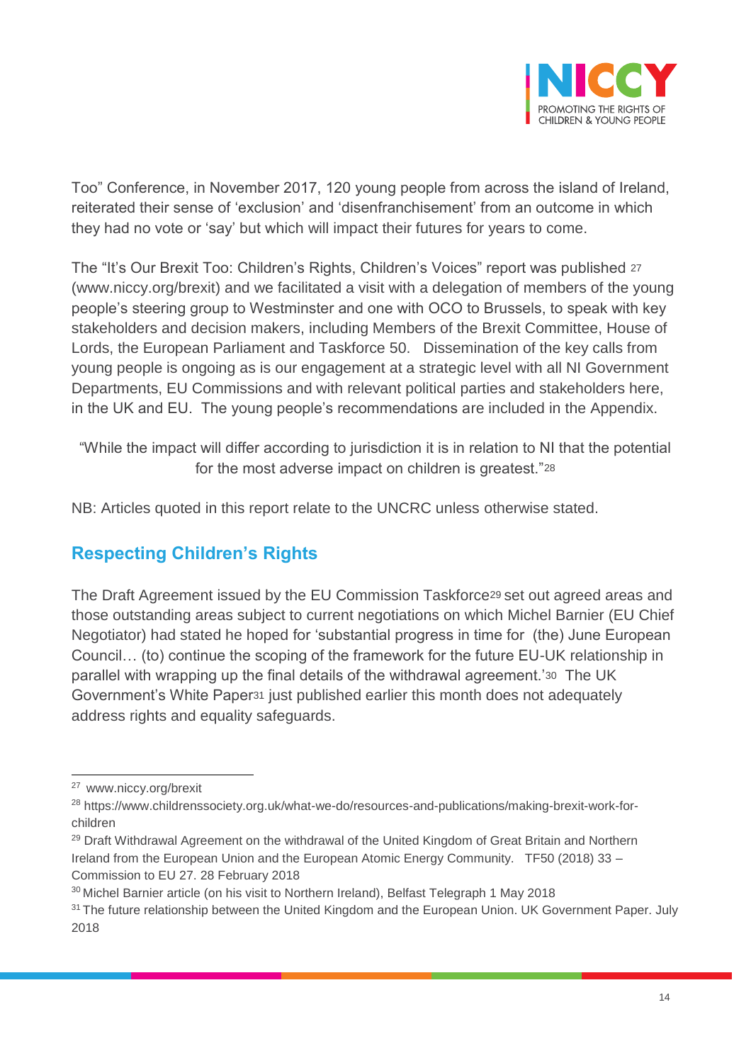Too" Conference, in November 2017, 120 young people from across the island of Ireland, reiterated their sense of 'exclusion' and 'disenfranchisement' from an outcome in which they had no vote or 'say' but which will impact their futures for years to come.

The "It's Our Brexit Too: Children's Rights, Children's Voices" report was published [27] (www.niccy.org/brexit) and we facilitated a visit with a delegation of members of the young people's steering group to Westminster and one with OCO to Brussels, to speak with key stakeholders and decision makers, including Members of the Brexit Committee, House of Lords, the European Parliament and Taskforce 50. Dissemination of the key calls from young people is ongoing as is our engagement at a strategic level with all NI Government Departments, EU Commissions and with relevant political parties and stakeholders here, in the UK and EU. The young people's recommendations are included in the Appendix.

"While the impact will differ according to jurisdiction it is in relation to NI that the potential for the most adverse impact on children is greatest."[28]

NB: Articles quoted in this report relate to the UNCRC unless otherwise stated.

## Respecting Children's Rights

The Draft Agreement issued by the EU Commission Taskforce[29] set out agreed areas and those outstanding areas subject to current negotiations on which Michel Barnier (EU Chief Negotiator) had stated he hoped for 'substantial progress in time for (the) June European Council… (to) continue the scoping of the framework for the future EU-UK relationship in parallel with wrapping up the final details of the withdrawal agreement.'[30] The UK Government's White Paper[31] just published earlier this month does not adequately address rights and equality safeguards.

---

[27] www.niccy.org/brexit

[28] https://www.childrenssociety.org.uk/what-we-do/resources-and-publications/making-brexit-work-for-children

[29] Draft Withdrawal Agreement on the withdrawal of the United Kingdom of Great Britain and Northern Ireland from the European Union and the European Atomic Energy Community. TF50 (2018) 33 – Commission to EU 27. 28 February 2018

[30] Michel Barnier article (on his visit to Northern Ireland), Belfast Telegraph 1 May 2018

[31] The future relationship between the United Kingdom and the European Union. UK Government Paper. July 2018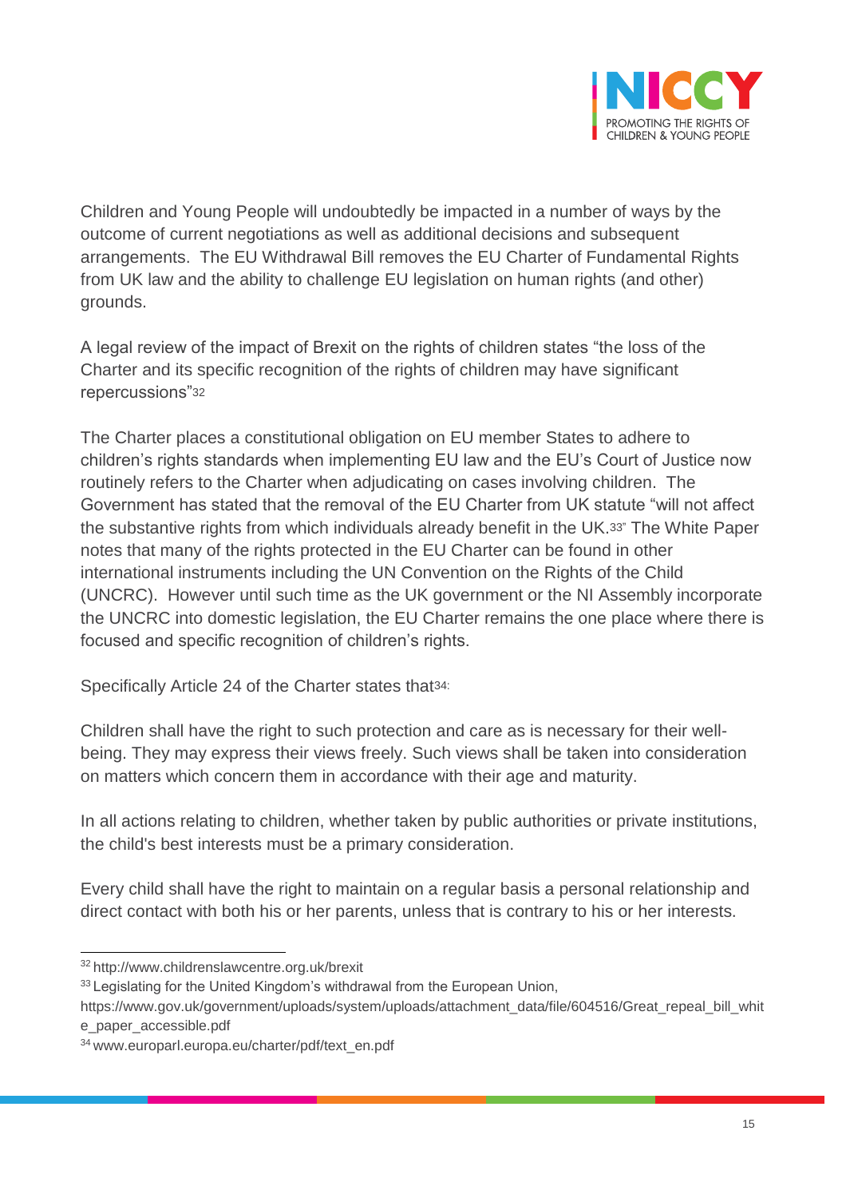Children and Young People will undoubtedly be impacted in a number of ways by the outcome of current negotiations as well as additional decisions and subsequent arrangements. The EU Withdrawal Bill removes the EU Charter of Fundamental Rights from UK law and the ability to challenge EU legislation on human rights (and other) grounds.

A legal review of the impact of Brexit on the rights of children states "the loss of the Charter and its specific recognition of the rights of children may have significant repercussions"[32]

The Charter places a constitutional obligation on EU member States to adhere to children's rights standards when implementing EU law and the EU's Court of Justice now routinely refers to the Charter when adjudicating on cases involving children. The Government has stated that the removal of the EU Charter from UK statute "will not affect the substantive rights from which individuals already benefit in the UK.[33]" The White Paper notes that many of the rights protected in the EU Charter can be found in other international instruments including the UN Convention on the Rights of the Child (UNCRC). However until such time as the UK government or the NI Assembly incorporate the UNCRC into domestic legislation, the EU Charter remains the one place where there is focused and specific recognition of children's rights.

Specifically Article 24 of the Charter states that[34]:

Children shall have the right to such protection and care as is necessary for their well-being. They may express their views freely. Such views shall be taken into consideration on matters which concern them in accordance with their age and maturity.

In all actions relating to children, whether taken by public authorities or private institutions, the child's best interests must be a primary consideration.

Every child shall have the right to maintain on a regular basis a personal relationship and direct contact with both his or her parents, unless that is contrary to his or her interests.

---

[32] http://www.childrenslawcentre.org.uk/brexit

[33] Legislating for the United Kingdom's withdrawal from the European Union, https://www.gov.uk/government/uploads/system/uploads/attachment_data/file/604516/Great_repeal_bill_white_paper_accessible.pdf

[34] www.europarl.europa.eu/charter/pdf/text_en.pdf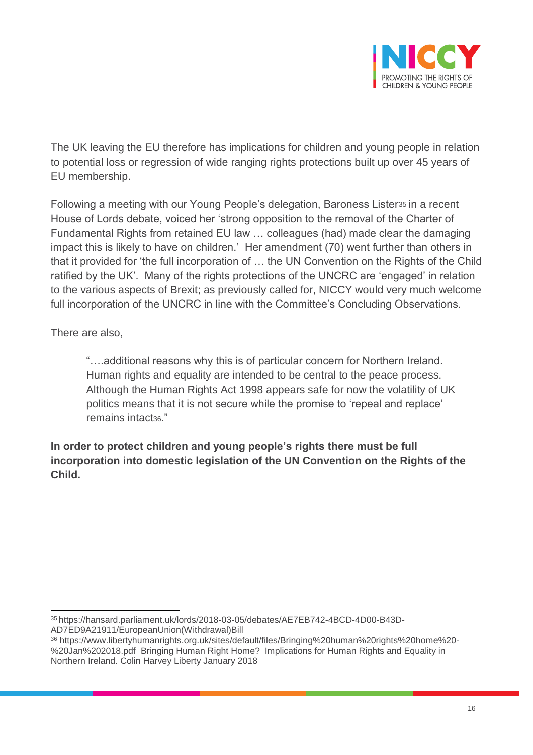The UK leaving the EU therefore has implications for children and young people in relation to potential loss or regression of wide ranging rights protections built up over 45 years of EU membership.

Following a meeting with our Young People's delegation, Baroness Lister[35] in a recent House of Lords debate, voiced her 'strong opposition to the removal of the Charter of Fundamental Rights from retained EU law … colleagues (had) made clear the damaging impact this is likely to have on children.' Her amendment (70) went further than others in that it provided for 'the full incorporation of … the UN Convention on the Rights of the Child ratified by the UK'. Many of the rights protections of the UNCRC are 'engaged' in relation to the various aspects of Brexit; as previously called for, NICCY would very much welcome full incorporation of the UNCRC in line with the Committee's Concluding Observations.

There are also,

> "….additional reasons why this is of particular concern for Northern Ireland. Human rights and equality are intended to be central to the peace process. Although the Human Rights Act 1998 appears safe for now the volatility of UK politics means that it is not secure while the promise to 'repeal and replace' remains intact[36]."

**In order to protect children and young people's rights there must be full incorporation into domestic legislation of the UN Convention on the Rights of the Child.**

---

[35] https://hansard.parliament.uk/lords/2018-03-05/debates/AE7EB742-4BCD-4D00-B43D-AD7ED9A21911/EuropeanUnion(Withdrawal)Bill

[36] https://www.libertyhumanrights.org.uk/sites/default/files/Bringing%20human%20rights%20home%20-%20Jan%202018.pdf Bringing Human Right Home? Implications for Human Rights and Equality in Northern Ireland. Colin Harvey Liberty January 2018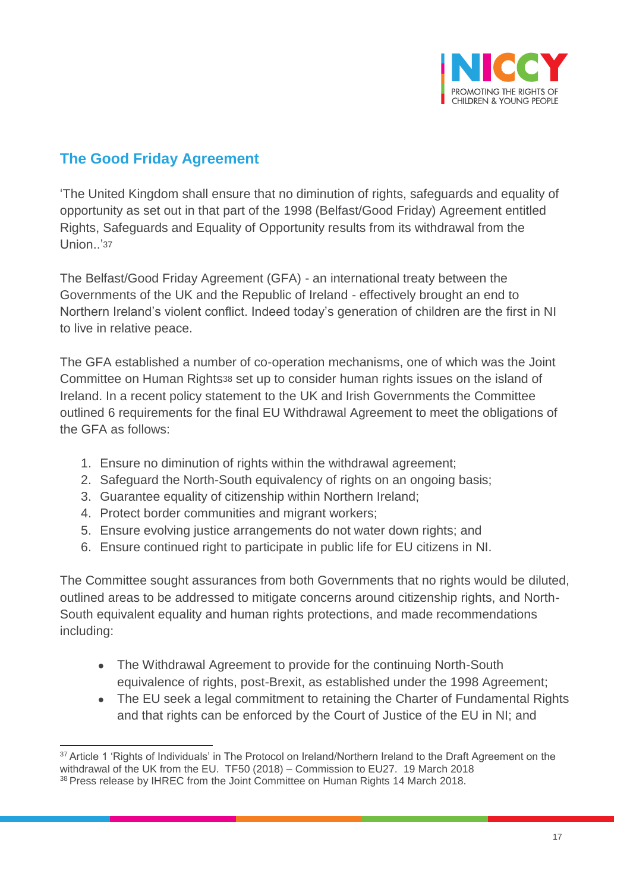## The Good Friday Agreement

'The United Kingdom shall ensure that no diminution of rights, safeguards and equality of opportunity as set out in that part of the 1998 (Belfast/Good Friday) Agreement entitled Rights, Safeguards and Equality of Opportunity results from its withdrawal from the Union..'[37]

The Belfast/Good Friday Agreement (GFA) - an international treaty between the Governments of the UK and the Republic of Ireland - effectively brought an end to Northern Ireland's violent conflict. Indeed today's generation of children are the first in NI to live in relative peace.

The GFA established a number of co-operation mechanisms, one of which was the Joint Committee on Human Rights[38] set up to consider human rights issues on the island of Ireland. In a recent policy statement to the UK and Irish Governments the Committee outlined 6 requirements for the final EU Withdrawal Agreement to meet the obligations of the GFA as follows:

1. Ensure no diminution of rights within the withdrawal agreement;
2. Safeguard the North-South equivalency of rights on an ongoing basis;
3. Guarantee equality of citizenship within Northern Ireland;
4. Protect border communities and migrant workers;
5. Ensure evolving justice arrangements do not water down rights; and
6. Ensure continued right to participate in public life for EU citizens in NI.

The Committee sought assurances from both Governments that no rights would be diluted, outlined areas to be addressed to mitigate concerns around citizenship rights, and North-South equivalent equality and human rights protections, and made recommendations including:

- The Withdrawal Agreement to provide for the continuing North-South equivalence of rights, post-Brexit, as established under the 1998 Agreement;
- The EU seek a legal commitment to retaining the Charter of Fundamental Rights and that rights can be enforced by the Court of Justice of the EU in NI; and

[37] Article 1 'Rights of Individuals' in The Protocol on Ireland/Northern Ireland to the Draft Agreement on the withdrawal of the UK from the EU. TF50 (2018) – Commission to EU27. 19 March 2018

[38] Press release by IHREC from the Joint Committee on Human Rights 14 March 2018.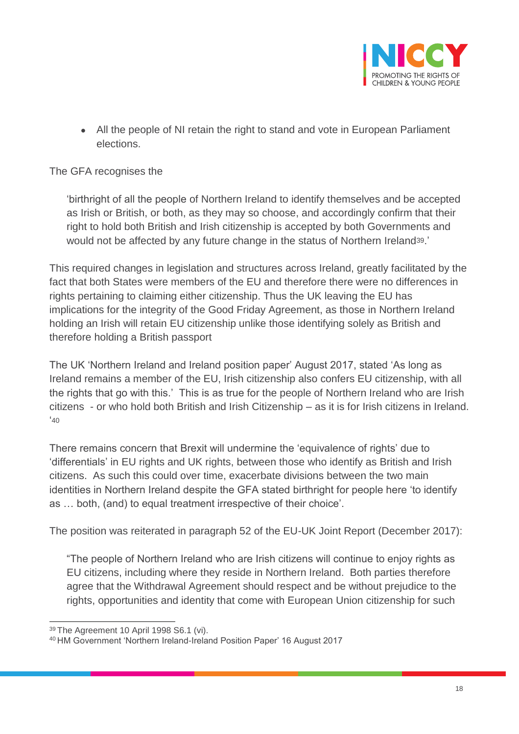- All the people of NI retain the right to stand and vote in European Parliament elections.

The GFA recognises the

> 'birthright of all the people of Northern Ireland to identify themselves and be accepted as Irish or British, or both, as they may so choose, and accordingly confirm that their right to hold both British and Irish citizenship is accepted by both Governments and would not be affected by any future change in the status of Northern Ireland[39].'

This required changes in legislation and structures across Ireland, greatly facilitated by the fact that both States were members of the EU and therefore there were no differences in rights pertaining to claiming either citizenship. Thus the UK leaving the EU has implications for the integrity of the Good Friday Agreement, as those in Northern Ireland holding an Irish will retain EU citizenship unlike those identifying solely as British and therefore holding a British passport

The UK 'Northern Ireland and Ireland position paper' August 2017, stated 'As long as Ireland remains a member of the EU, Irish citizenship also confers EU citizenship, with all the rights that go with this.' This is as true for the people of Northern Ireland who are Irish citizens - or who hold both British and Irish Citizenship – as it is for Irish citizens in Ireland. '[40]

There remains concern that Brexit will undermine the 'equivalence of rights' due to 'differentials' in EU rights and UK rights, between those who identify as British and Irish citizens. As such this could over time, exacerbate divisions between the two main identities in Northern Ireland despite the GFA stated birthright for people here 'to identify as … both, (and) to equal treatment irrespective of their choice'.

The position was reiterated in paragraph 52 of the EU-UK Joint Report (December 2017):

> "The people of Northern Ireland who are Irish citizens will continue to enjoy rights as EU citizens, including where they reside in Northern Ireland. Both parties therefore agree that the Withdrawal Agreement should respect and be without prejudice to the rights, opportunities and identity that come with European Union citizenship for such

---

[39] The Agreement 10 April 1998 S6.1 (vi).

[40] HM Government 'Northern Ireland-Ireland Position Paper' 16 August 2017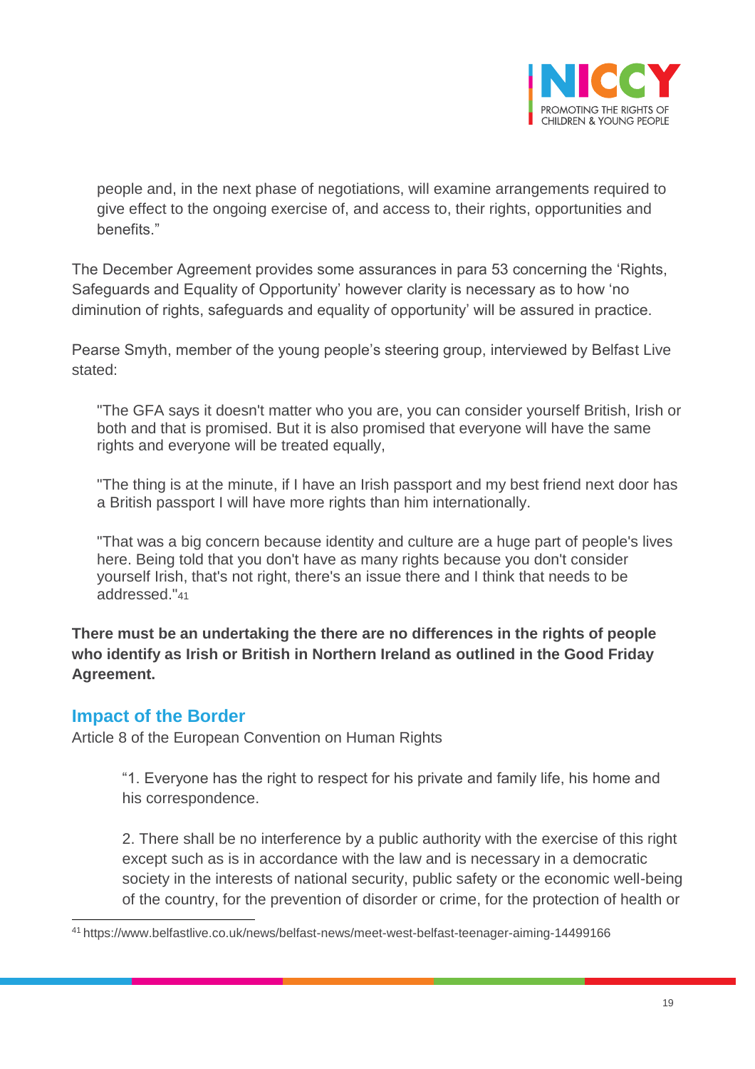people and, in the next phase of negotiations, will examine arrangements required to give effect to the ongoing exercise of, and access to, their rights, opportunities and benefits."

The December Agreement provides some assurances in para 53 concerning the 'Rights, Safeguards and Equality of Opportunity' however clarity is necessary as to how 'no diminution of rights, safeguards and equality of opportunity' will be assured in practice.

Pearse Smyth, member of the young people's steering group, interviewed by Belfast Live stated:

> "The GFA says it doesn't matter who you are, you can consider yourself British, Irish or both and that is promised. But it is also promised that everyone will have the same rights and everyone will be treated equally,
>
> "The thing is at the minute, if I have an Irish passport and my best friend next door has a British passport I will have more rights than him internationally.
>
> "That was a big concern because identity and culture are a huge part of people's lives here. Being told that you don't have as many rights because you don't consider yourself Irish, that's not right, there's an issue there and I think that needs to be addressed."[41]

**There must be an undertaking the there are no differences in the rights of people who identify as Irish or British in Northern Ireland as outlined in the Good Friday Agreement.**

## Impact of the Border

Article 8 of the European Convention on Human Rights

> "1. Everyone has the right to respect for his private and family life, his home and his correspondence.
>
> 2. There shall be no interference by a public authority with the exercise of this right except such as is in accordance with the law and is necessary in a democratic society in the interests of national security, public safety or the economic well-being of the country, for the prevention of disorder or crime, for the protection of health or

[41] https://www.belfastlive.co.uk/news/belfast-news/meet-west-belfast-teenager-aiming-14499166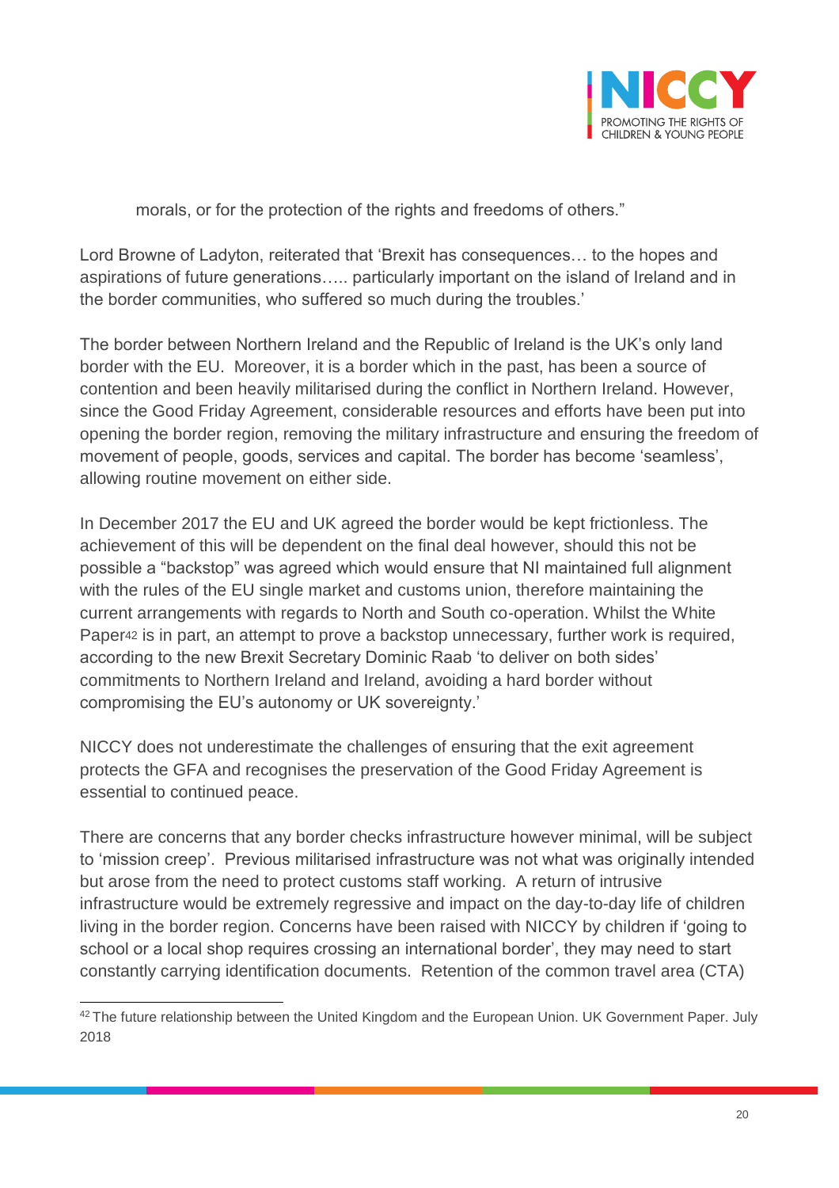morals, or for the protection of the rights and freedoms of others."

Lord Browne of Ladyton, reiterated that 'Brexit has consequences… to the hopes and aspirations of future generations….. particularly important on the island of Ireland and in the border communities, who suffered so much during the troubles.'

The border between Northern Ireland and the Republic of Ireland is the UK's only land border with the EU. Moreover, it is a border which in the past, has been a source of contention and been heavily militarised during the conflict in Northern Ireland. However, since the Good Friday Agreement, considerable resources and efforts have been put into opening the border region, removing the military infrastructure and ensuring the freedom of movement of people, goods, services and capital. The border has become 'seamless', allowing routine movement on either side.

In December 2017 the EU and UK agreed the border would be kept frictionless. The achievement of this will be dependent on the final deal however, should this not be possible a "backstop" was agreed which would ensure that NI maintained full alignment with the rules of the EU single market and customs union, therefore maintaining the current arrangements with regards to North and South co-operation. Whilst the White Paper[42] is in part, an attempt to prove a backstop unnecessary, further work is required, according to the new Brexit Secretary Dominic Raab 'to deliver on both sides' commitments to Northern Ireland and Ireland, avoiding a hard border without compromising the EU's autonomy or UK sovereignty.'

NICCY does not underestimate the challenges of ensuring that the exit agreement protects the GFA and recognises the preservation of the Good Friday Agreement is essential to continued peace.

There are concerns that any border checks infrastructure however minimal, will be subject to 'mission creep'. Previous militarised infrastructure was not what was originally intended but arose from the need to protect customs staff working. A return of intrusive infrastructure would be extremely regressive and impact on the day-to-day life of children living in the border region. Concerns have been raised with NICCY by children if 'going to school or a local shop requires crossing an international border', they may need to start constantly carrying identification documents. Retention of the common travel area (CTA)

[42] The future relationship between the United Kingdom and the European Union. UK Government Paper. July 2018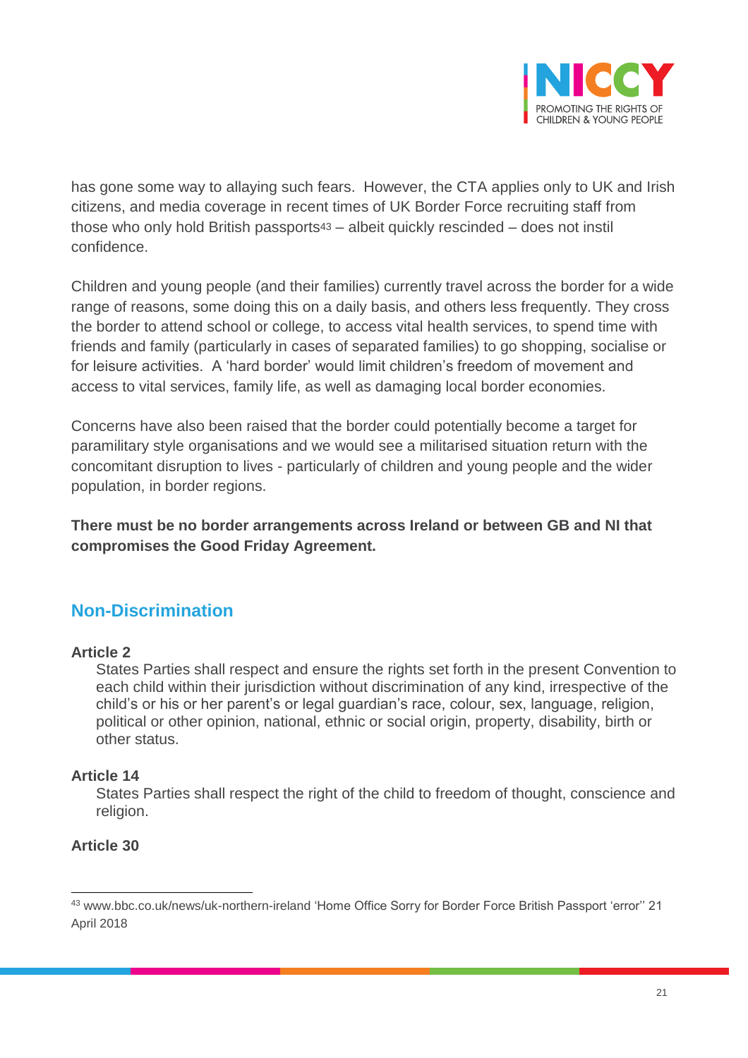has gone some way to allaying such fears. However, the CTA applies only to UK and Irish citizens, and media coverage in recent times of UK Border Force recruiting staff from those who only hold British passports[43] – albeit quickly rescinded – does not instil confidence.

Children and young people (and their families) currently travel across the border for a wide range of reasons, some doing this on a daily basis, and others less frequently. They cross the border to attend school or college, to access vital health services, to spend time with friends and family (particularly in cases of separated families) to go shopping, socialise or for leisure activities. A 'hard border' would limit children's freedom of movement and access to vital services, family life, as well as damaging local border economies.

Concerns have also been raised that the border could potentially become a target for paramilitary style organisations and we would see a militarised situation return with the concomitant disruption to lives - particularly of children and young people and the wider population, in border regions.

**There must be no border arrangements across Ireland or between GB and NI that compromises the Good Friday Agreement.**

## Non-Discrimination

**Article 2**

States Parties shall respect and ensure the rights set forth in the present Convention to each child within their jurisdiction without discrimination of any kind, irrespective of the child's or his or her parent's or legal guardian's race, colour, sex, language, religion, political or other opinion, national, ethnic or social origin, property, disability, birth or other status.

**Article 14**

States Parties shall respect the right of the child to freedom of thought, conscience and religion.

**Article 30**

---

[43] www.bbc.co.uk/news/uk-northern-ireland 'Home Office Sorry for Border Force British Passport 'error'' 21 April 2018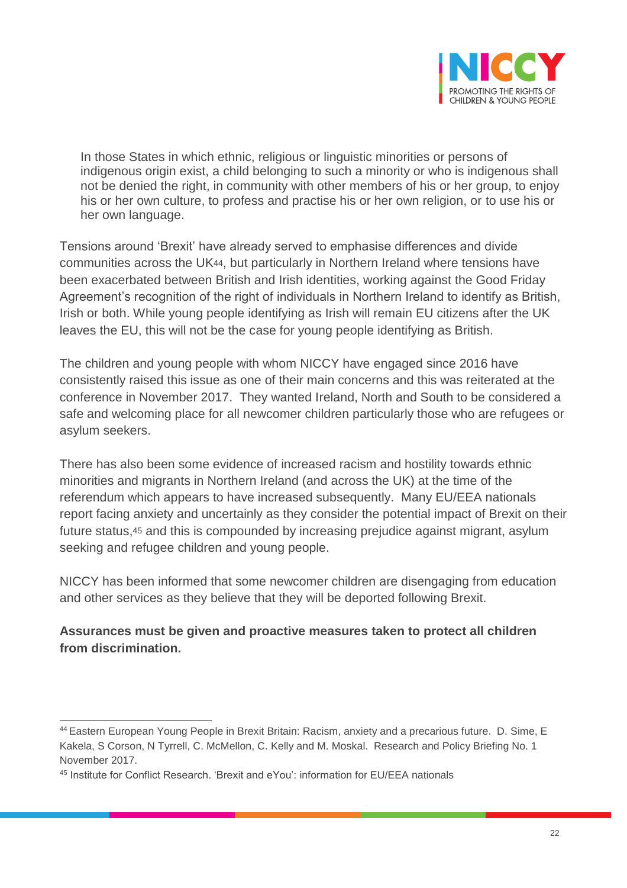> In those States in which ethnic, religious or linguistic minorities or persons of indigenous origin exist, a child belonging to such a minority or who is indigenous shall not be denied the right, in community with other members of his or her group, to enjoy his or her own culture, to profess and practise his or her own religion, or to use his or her own language.

Tensions around 'Brexit' have already served to emphasise differences and divide communities across the UK[44], but particularly in Northern Ireland where tensions have been exacerbated between British and Irish identities, working against the Good Friday Agreement's recognition of the right of individuals in Northern Ireland to identify as British, Irish or both. While young people identifying as Irish will remain EU citizens after the UK leaves the EU, this will not be the case for young people identifying as British.

The children and young people with whom NICCY have engaged since 2016 have consistently raised this issue as one of their main concerns and this was reiterated at the conference in November 2017. They wanted Ireland, North and South to be considered a safe and welcoming place for all newcomer children particularly those who are refugees or asylum seekers.

There has also been some evidence of increased racism and hostility towards ethnic minorities and migrants in Northern Ireland (and across the UK) at the time of the referendum which appears to have increased subsequently. Many EU/EEA nationals report facing anxiety and uncertainly as they consider the potential impact of Brexit on their future status,[45] and this is compounded by increasing prejudice against migrant, asylum seeking and refugee children and young people.

NICCY has been informed that some newcomer children are disengaging from education and other services as they believe that they will be deported following Brexit.

**Assurances must be given and proactive measures taken to protect all children from discrimination.**

---

[44] Eastern European Young People in Brexit Britain: Racism, anxiety and a precarious future. D. Sime, E Kakela, S Corson, N Tyrrell, C. McMellon, C. Kelly and M. Moskal. Research and Policy Briefing No. 1 November 2017.

[45] Institute for Conflict Research. 'Brexit and eYou': information for EU/EEA nationals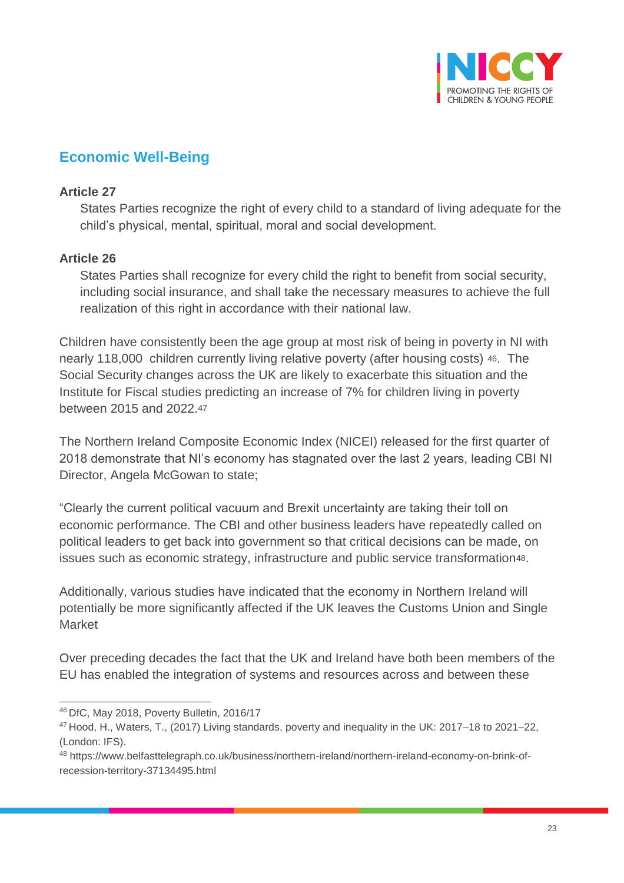## Economic Well-Being

**Article 27**

States Parties recognize the right of every child to a standard of living adequate for the child's physical, mental, spiritual, moral and social development.

**Article 26**

States Parties shall recognize for every child the right to benefit from social security, including social insurance, and shall take the necessary measures to achieve the full realization of this right in accordance with their national law.

Children have consistently been the age group at most risk of being in poverty in NI with nearly 118,000 children currently living relative poverty (after housing costs) [46]. The Social Security changes across the UK are likely to exacerbate this situation and the Institute for Fiscal studies predicting an increase of 7% for children living in poverty between 2015 and 2022.[47]

The Northern Ireland Composite Economic Index (NICEI) released for the first quarter of 2018 demonstrate that NI's economy has stagnated over the last 2 years, leading CBI NI Director, Angela McGowan to state;

"Clearly the current political vacuum and Brexit uncertainty are taking their toll on economic performance. The CBI and other business leaders have repeatedly called on political leaders to get back into government so that critical decisions can be made, on issues such as economic strategy, infrastructure and public service transformation[48].

Additionally, various studies have indicated that the economy in Northern Ireland will potentially be more significantly affected if the UK leaves the Customs Union and Single Market

Over preceding decades the fact that the UK and Ireland have both been members of the EU has enabled the integration of systems and resources across and between these

---

[46] DfC, May 2018, Poverty Bulletin, 2016/17

[47] Hood, H., Waters, T., (2017) Living standards, poverty and inequality in the UK: 2017–18 to 2021–22, (London: IFS).

[48] https://www.belfasttelegraph.co.uk/business/northern-ireland/northern-ireland-economy-on-brink-of-recession-territory-37134495.html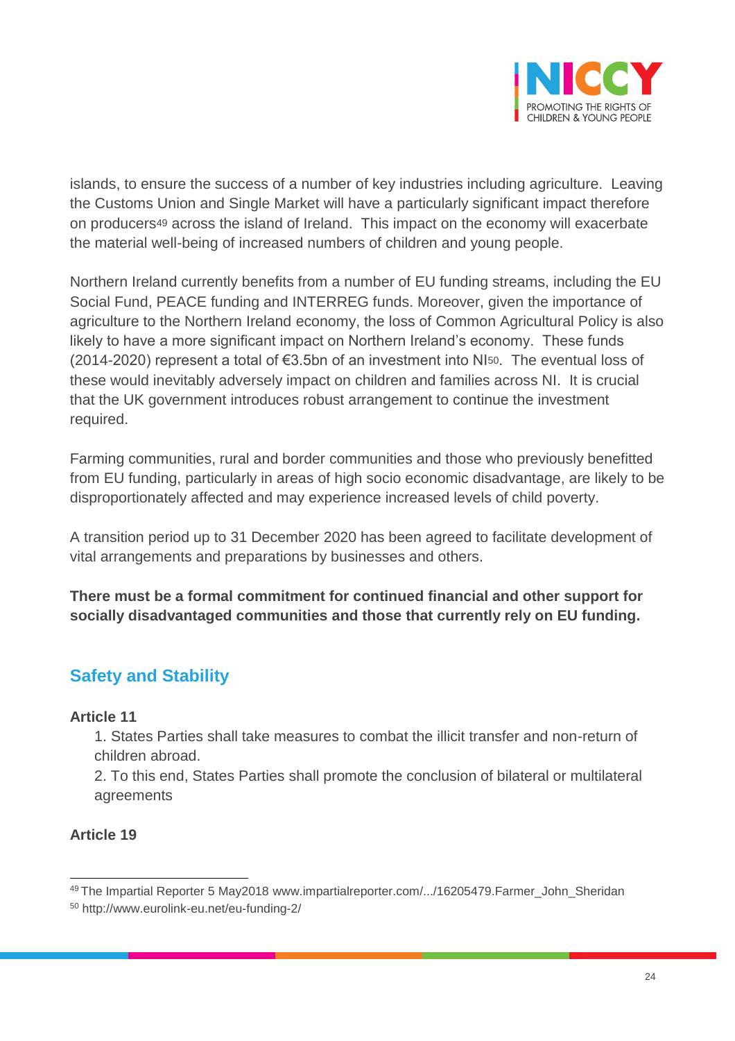islands, to ensure the success of a number of key industries including agriculture. Leaving the Customs Union and Single Market will have a particularly significant impact therefore on producers[49] across the island of Ireland. This impact on the economy will exacerbate the material well-being of increased numbers of children and young people.

Northern Ireland currently benefits from a number of EU funding streams, including the EU Social Fund, PEACE funding and INTERREG funds. Moreover, given the importance of agriculture to the Northern Ireland economy, the loss of Common Agricultural Policy is also likely to have a more significant impact on Northern Ireland's economy. These funds (2014-2020) represent a total of €3.5bn of an investment into NI[50]. The eventual loss of these would inevitably adversely impact on children and families across NI. It is crucial that the UK government introduces robust arrangement to continue the investment required.

Farming communities, rural and border communities and those who previously benefitted from EU funding, particularly in areas of high socio economic disadvantage, are likely to be disproportionately affected and may experience increased levels of child poverty.

A transition period up to 31 December 2020 has been agreed to facilitate development of vital arrangements and preparations by businesses and others.

**There must be a formal commitment for continued financial and other support for socially disadvantaged communities and those that currently rely on EU funding.**

## Safety and Stability

**Article 11**

1. States Parties shall take measures to combat the illicit transfer and non-return of children abroad.
2. To this end, States Parties shall promote the conclusion of bilateral or multilateral agreements

**Article 19**

---

[49] The Impartial Reporter 5 May2018 www.impartialreporter.com/.../16205479.Farmer_John_Sheridan

[50] http://www.eurolink-eu.net/eu-funding-2/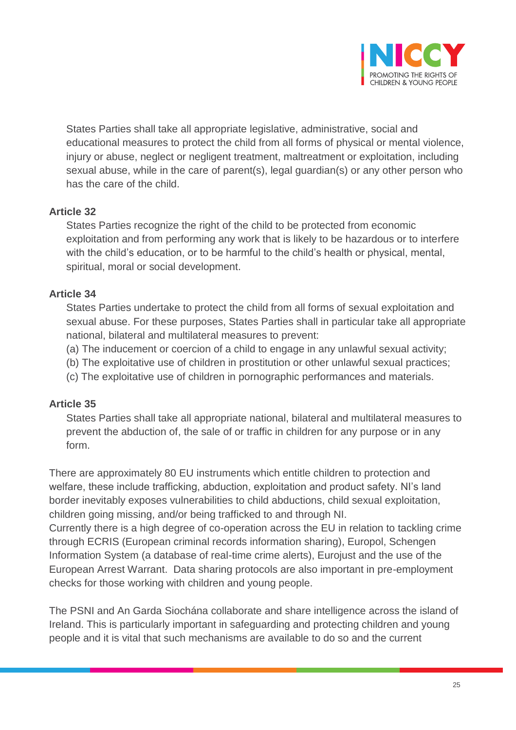States Parties shall take all appropriate legislative, administrative, social and educational measures to protect the child from all forms of physical or mental violence, injury or abuse, neglect or negligent treatment, maltreatment or exploitation, including sexual abuse, while in the care of parent(s), legal guardian(s) or any other person who has the care of the child.

**Article 32**

States Parties recognize the right of the child to be protected from economic exploitation and from performing any work that is likely to be hazardous or to interfere with the child's education, or to be harmful to the child's health or physical, mental, spiritual, moral or social development.

**Article 34**

States Parties undertake to protect the child from all forms of sexual exploitation and sexual abuse. For these purposes, States Parties shall in particular take all appropriate national, bilateral and multilateral measures to prevent:

(a) The inducement or coercion of a child to engage in any unlawful sexual activity;
(b) The exploitative use of children in prostitution or other unlawful sexual practices;
(c) The exploitative use of children in pornographic performances and materials.

**Article 35**

States Parties shall take all appropriate national, bilateral and multilateral measures to prevent the abduction of, the sale of or traffic in children for any purpose or in any form.

There are approximately 80 EU instruments which entitle children to protection and welfare, these include trafficking, abduction, exploitation and product safety. NI's land border inevitably exposes vulnerabilities to child abductions, child sexual exploitation, children going missing, and/or being trafficked to and through NI.
Currently there is a high degree of co-operation across the EU in relation to tackling crime through ECRIS (European criminal records information sharing), Europol, Schengen Information System (a database of real-time crime alerts), Eurojust and the use of the European Arrest Warrant. Data sharing protocols are also important in pre-employment checks for those working with children and young people.

The PSNI and An Garda Siochána collaborate and share intelligence across the island of Ireland. This is particularly important in safeguarding and protecting children and young people and it is vital that such mechanisms are available to do so and the current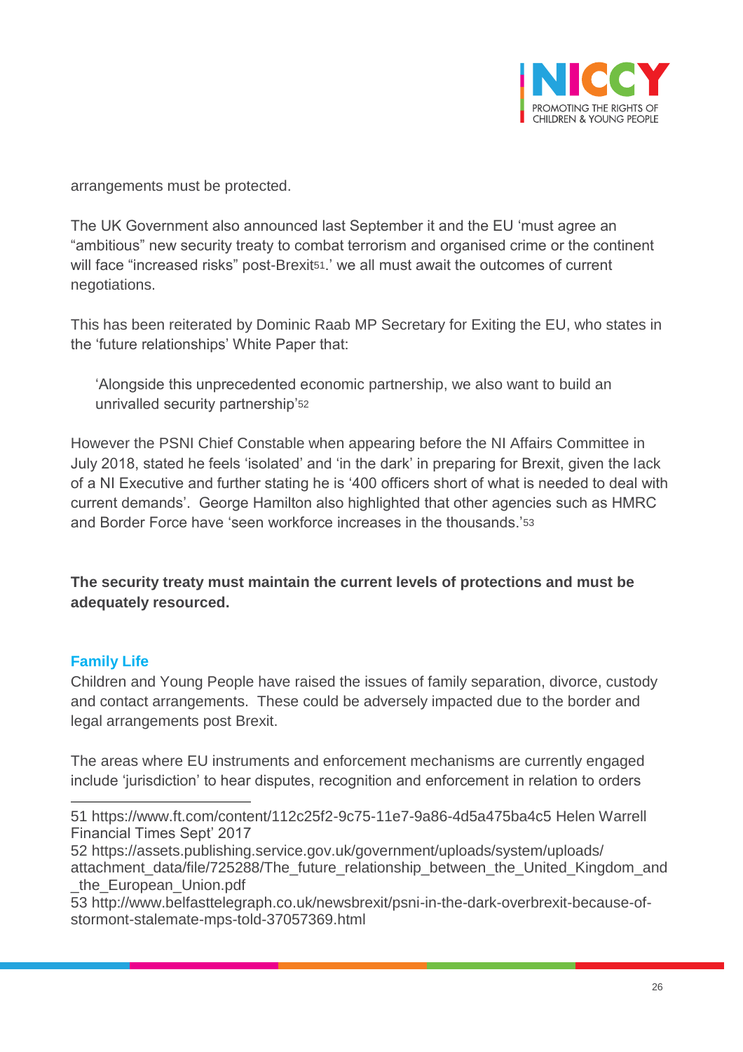arrangements must be protected.

The UK Government also announced last September it and the EU 'must agree an "ambitious" new security treaty to combat terrorism and organised crime or the continent will face "increased risks" post-Brexit[51].' we all must await the outcomes of current negotiations.

This has been reiterated by Dominic Raab MP Secretary for Exiting the EU, who states in the 'future relationships' White Paper that:

> 'Alongside this unprecedented economic partnership, we also want to build an unrivalled security partnership'[52]

However the PSNI Chief Constable when appearing before the NI Affairs Committee in July 2018, stated he feels 'isolated' and 'in the dark' in preparing for Brexit, given the lack of a NI Executive and further stating he is '400 officers short of what is needed to deal with current demands'. George Hamilton also highlighted that other agencies such as HMRC and Border Force have 'seen workforce increases in the thousands.'[53]

**The security treaty must maintain the current levels of protections and must be adequately resourced.**

### Family Life

Children and Young People have raised the issues of family separation, divorce, custody and contact arrangements. These could be adversely impacted due to the border and legal arrangements post Brexit.

The areas where EU instruments and enforcement mechanisms are currently engaged include 'jurisdiction' to hear disputes, recognition and enforcement in relation to orders

---

51 https://www.ft.com/content/112c25f2-9c75-11e7-9a86-4d5a475ba4c5 Helen Warrell Financial Times Sept' 2017

52 https://assets.publishing.service.gov.uk/government/uploads/system/uploads/attachment_data/file/725288/The_future_relationship_between_the_United_Kingdom_and_the_European_Union.pdf

53 http://www.belfasttelegraph.co.uk/newsbrexit/psni-in-the-dark-overbrexit-because-of-stormont-stalemate-mps-told-37057369.html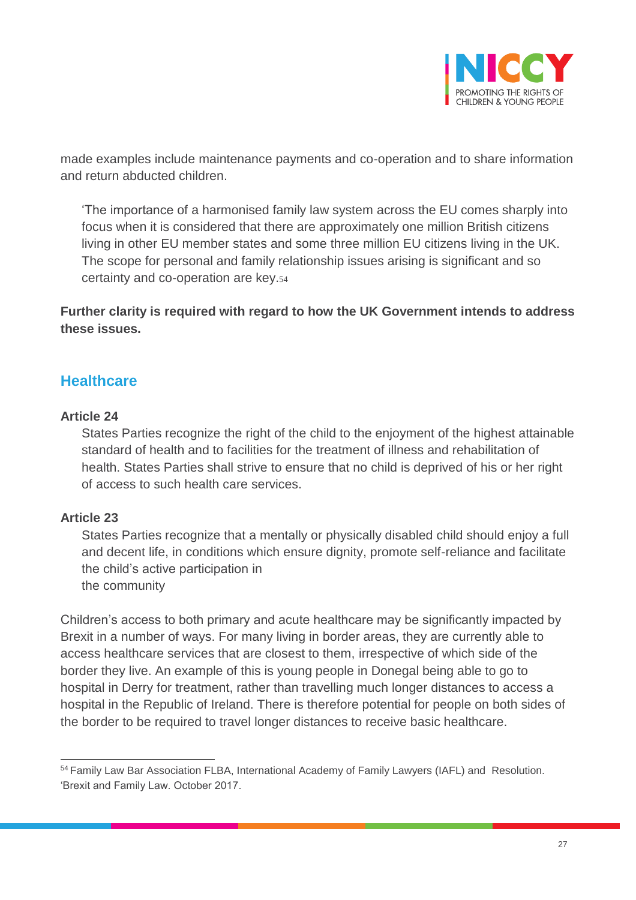made examples include maintenance payments and co-operation and to share information and return abducted children.

> 'The importance of a harmonised family law system across the EU comes sharply into focus when it is considered that there are approximately one million British citizens living in other EU member states and some three million EU citizens living in the UK. The scope for personal and family relationship issues arising is significant and so certainty and co-operation are key.[54]

**Further clarity is required with regard to how the UK Government intends to address these issues.**

## Healthcare

**Article 24**

> States Parties recognize the right of the child to the enjoyment of the highest attainable standard of health and to facilities for the treatment of illness and rehabilitation of health. States Parties shall strive to ensure that no child is deprived of his or her right of access to such health care services.

**Article 23**

> States Parties recognize that a mentally or physically disabled child should enjoy a full and decent life, in conditions which ensure dignity, promote self-reliance and facilitate the child's active participation in the community

Children's access to both primary and acute healthcare may be significantly impacted by Brexit in a number of ways. For many living in border areas, they are currently able to access healthcare services that are closest to them, irrespective of which side of the border they live. An example of this is young people in Donegal being able to go to hospital in Derry for treatment, rather than travelling much longer distances to access a hospital in the Republic of Ireland. There is therefore potential for people on both sides of the border to be required to travel longer distances to receive basic healthcare.

[54] Family Law Bar Association FLBA, International Academy of Family Lawyers (IAFL) and Resolution. 'Brexit and Family Law. October 2017.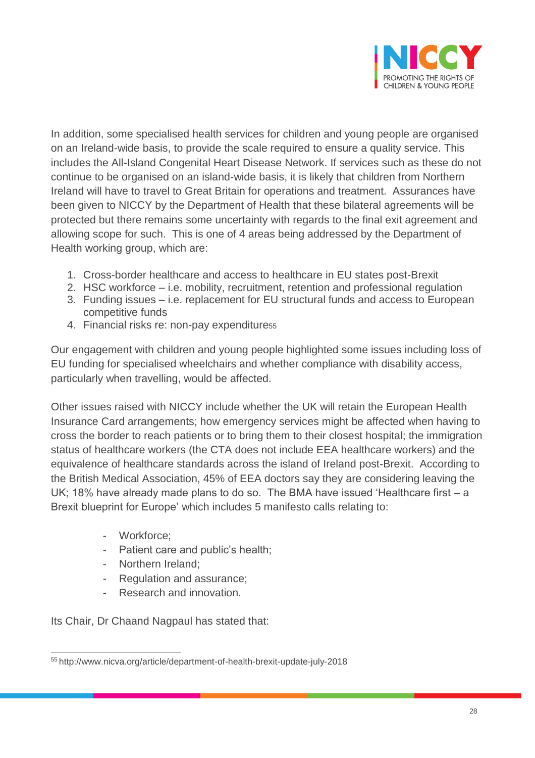In addition, some specialised health services for children and young people are organised on an Ireland-wide basis, to provide the scale required to ensure a quality service. This includes the All-Island Congenital Heart Disease Network. If services such as these do not continue to be organised on an island-wide basis, it is likely that children from Northern Ireland will have to travel to Great Britain for operations and treatment. Assurances have been given to NICCY by the Department of Health that these bilateral agreements will be protected but there remains some uncertainty with regards to the final exit agreement and allowing scope for such. This is one of 4 areas being addressed by the Department of Health working group, which are:

1. Cross-border healthcare and access to healthcare in EU states post-Brexit
2. HSC workforce – i.e. mobility, recruitment, retention and professional regulation
3. Funding issues – i.e. replacement for EU structural funds and access to European competitive funds
4. Financial risks re: non-pay expenditure[55]

Our engagement with children and young people highlighted some issues including loss of EU funding for specialised wheelchairs and whether compliance with disability access, particularly when travelling, would be affected.

Other issues raised with NICCY include whether the UK will retain the European Health Insurance Card arrangements; how emergency services might be affected when having to cross the border to reach patients or to bring them to their closest hospital; the immigration status of healthcare workers (the CTA does not include EEA healthcare workers) and the equivalence of healthcare standards across the island of Ireland post-Brexit. According to the British Medical Association, 45% of EEA doctors say they are considering leaving the UK; 18% have already made plans to do so. The BMA have issued 'Healthcare first – a Brexit blueprint for Europe' which includes 5 manifesto calls relating to:

- Workforce;
- Patient care and public's health;
- Northern Ireland;
- Regulation and assurance;
- Research and innovation.

Its Chair, Dr Chaand Nagpaul has stated that:

---

[55] http://www.nicva.org/article/department-of-health-brexit-update-july-2018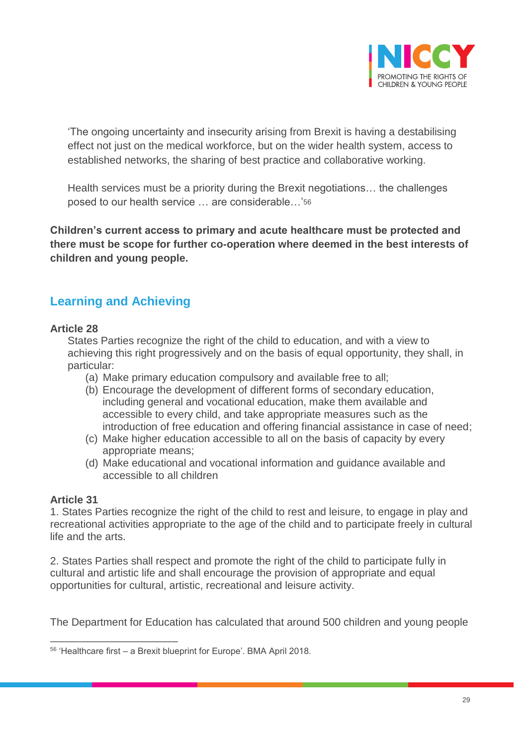'The ongoing uncertainty and insecurity arising from Brexit is having a destabilising effect not just on the medical workforce, but on the wider health system, access to established networks, the sharing of best practice and collaborative working.

Health services must be a priority during the Brexit negotiations… the challenges posed to our health service … are considerable…'[56]

**Children's current access to primary and acute healthcare must be protected and there must be scope for further co-operation where deemed in the best interests of children and young people.**

## Learning and Achieving

**Article 28**

States Parties recognize the right of the child to education, and with a view to achieving this right progressively and on the basis of equal opportunity, they shall, in particular:

(a) Make primary education compulsory and available free to all;
(b) Encourage the development of different forms of secondary education, including general and vocational education, make them available and accessible to every child, and take appropriate measures such as the introduction of free education and offering financial assistance in case of need;
(c) Make higher education accessible to all on the basis of capacity by every appropriate means;
(d) Make educational and vocational information and guidance available and accessible to all children

**Article 31**

1. States Parties recognize the right of the child to rest and leisure, to engage in play and recreational activities appropriate to the age of the child and to participate freely in cultural life and the arts.

2. States Parties shall respect and promote the right of the child to participate fully in cultural and artistic life and shall encourage the provision of appropriate and equal opportunities for cultural, artistic, recreational and leisure activity.

The Department for Education has calculated that around 500 children and young people

[56] 'Healthcare first – a Brexit blueprint for Europe'. BMA April 2018.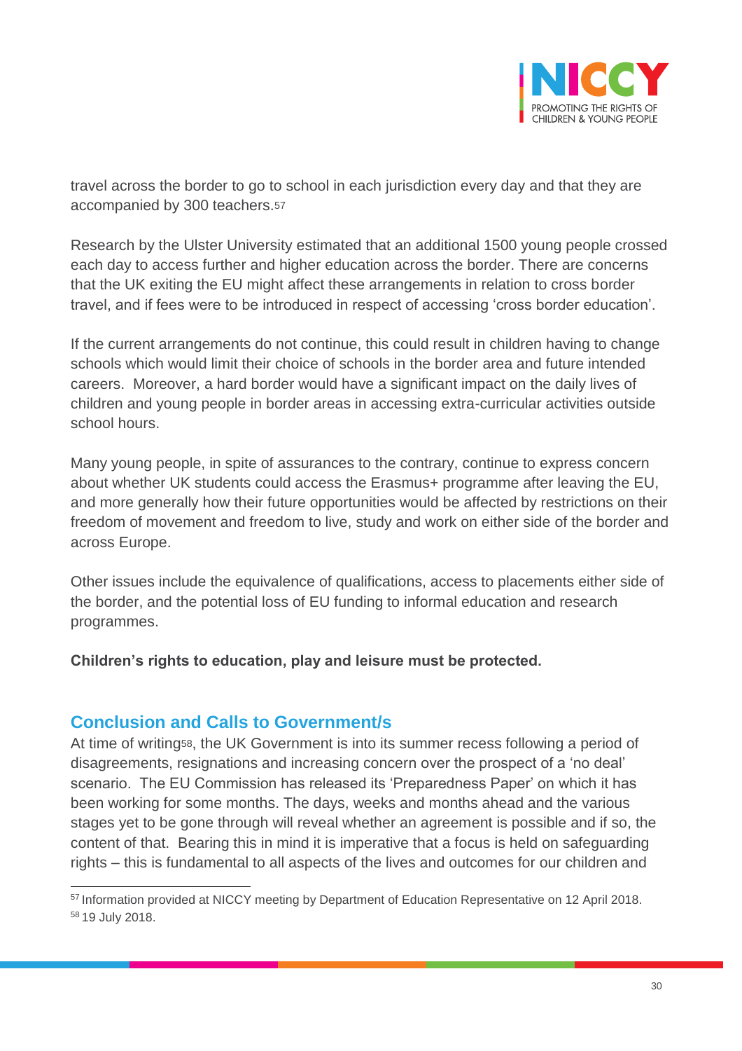travel across the border to go to school in each jurisdiction every day and that they are accompanied by 300 teachers.[57]

Research by the Ulster University estimated that an additional 1500 young people crossed each day to access further and higher education across the border. There are concerns that the UK exiting the EU might affect these arrangements in relation to cross border travel, and if fees were to be introduced in respect of accessing 'cross border education'.

If the current arrangements do not continue, this could result in children having to change schools which would limit their choice of schools in the border area and future intended careers. Moreover, a hard border would have a significant impact on the daily lives of children and young people in border areas in accessing extra-curricular activities outside school hours.

Many young people, in spite of assurances to the contrary, continue to express concern about whether UK students could access the Erasmus+ programme after leaving the EU, and more generally how their future opportunities would be affected by restrictions on their freedom of movement and freedom to live, study and work on either side of the border and across Europe.

Other issues include the equivalence of qualifications, access to placements either side of the border, and the potential loss of EU funding to informal education and research programmes.

**Children's rights to education, play and leisure must be protected.**

## Conclusion and Calls to Government/s

At time of writing[58], the UK Government is into its summer recess following a period of disagreements, resignations and increasing concern over the prospect of a 'no deal' scenario. The EU Commission has released its 'Preparedness Paper' on which it has been working for some months. The days, weeks and months ahead and the various stages yet to be gone through will reveal whether an agreement is possible and if so, the content of that. Bearing this in mind it is imperative that a focus is held on safeguarding rights – this is fundamental to all aspects of the lives and outcomes for our children and

---

[57] Information provided at NICCY meeting by Department of Education Representative on 12 April 2018.
[58] 19 July 2018.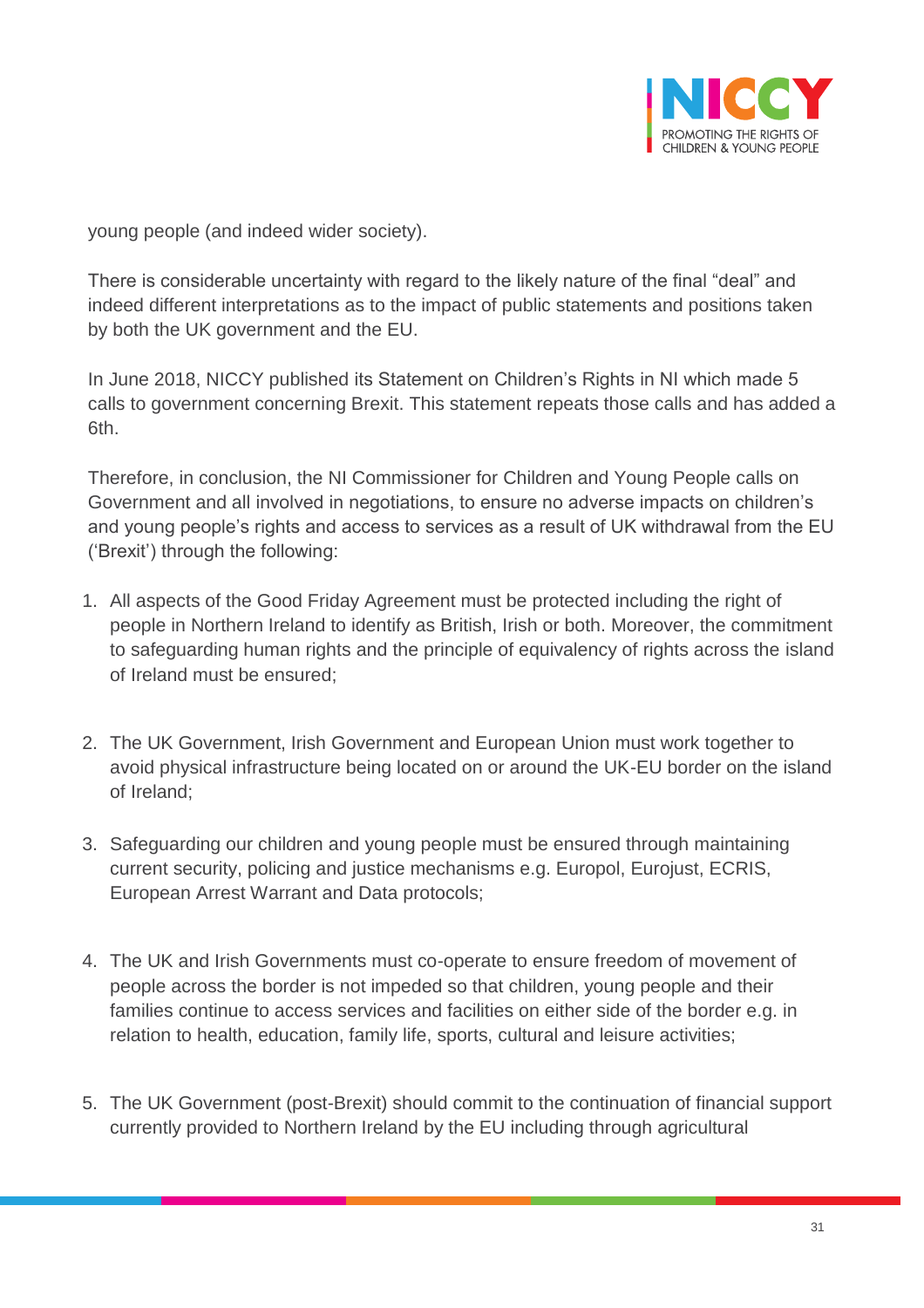young people (and indeed wider society).

There is considerable uncertainty with regard to the likely nature of the final "deal" and indeed different interpretations as to the impact of public statements and positions taken by both the UK government and the EU.

In June 2018, NICCY published its Statement on Children's Rights in NI which made 5 calls to government concerning Brexit. This statement repeats those calls and has added a 6th.

Therefore, in conclusion, the NI Commissioner for Children and Young People calls on Government and all involved in negotiations, to ensure no adverse impacts on children's and young people's rights and access to services as a result of UK withdrawal from the EU ('Brexit') through the following:

1. All aspects of the Good Friday Agreement must be protected including the right of people in Northern Ireland to identify as British, Irish or both. Moreover, the commitment to safeguarding human rights and the principle of equivalency of rights across the island of Ireland must be ensured;

2. The UK Government, Irish Government and European Union must work together to avoid physical infrastructure being located on or around the UK-EU border on the island of Ireland;

3. Safeguarding our children and young people must be ensured through maintaining current security, policing and justice mechanisms e.g. Europol, Eurojust, ECRIS, European Arrest Warrant and Data protocols;

4. The UK and Irish Governments must co-operate to ensure freedom of movement of people across the border is not impeded so that children, young people and their families continue to access services and facilities on either side of the border e.g. in relation to health, education, family life, sports, cultural and leisure activities;

5. The UK Government (post-Brexit) should commit to the continuation of financial support currently provided to Northern Ireland by the EU including through agricultural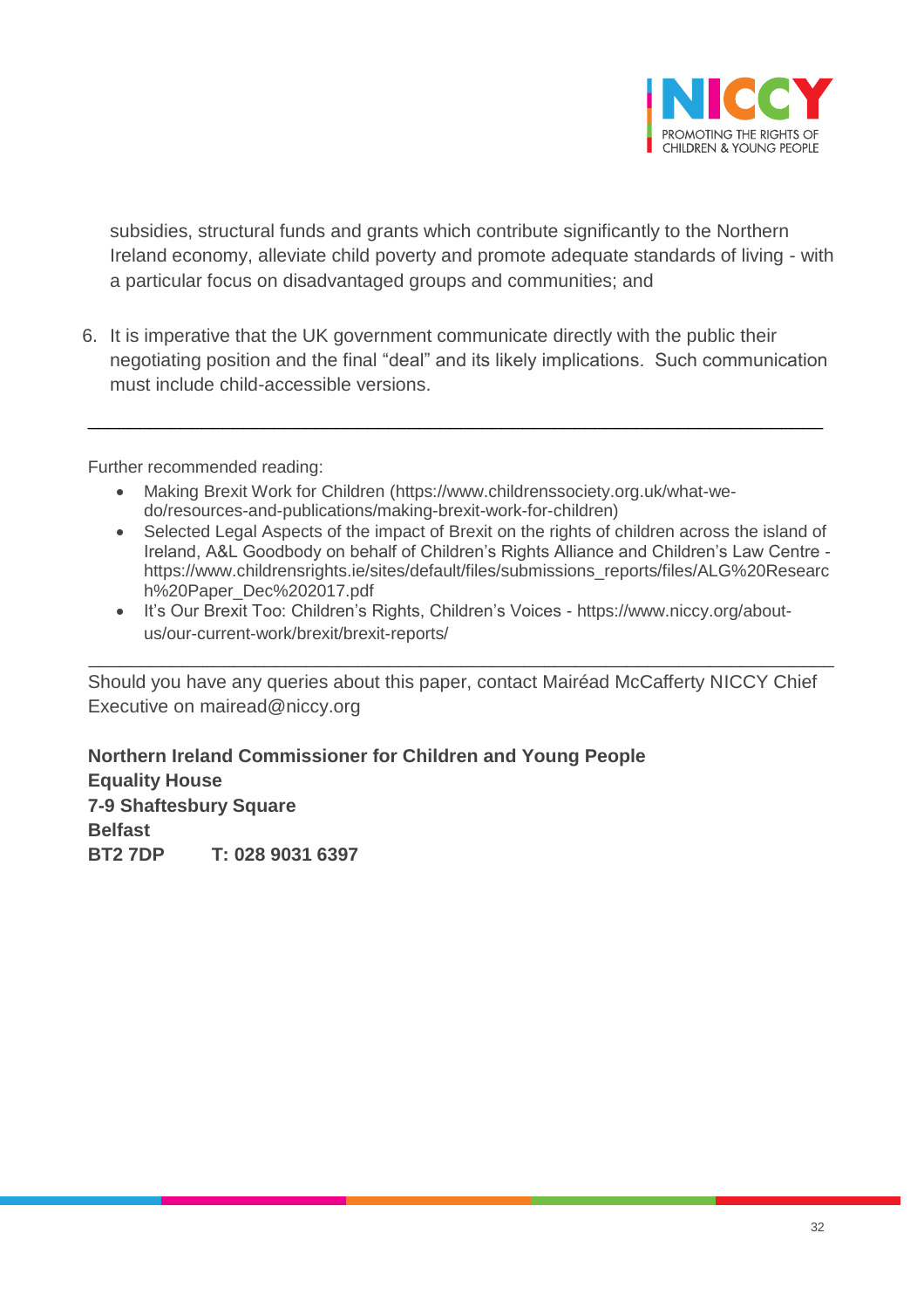subsidies, structural funds and grants which contribute significantly to the Northern Ireland economy, alleviate child poverty and promote adequate standards of living - with a particular focus on disadvantaged groups and communities; and

6. It is imperative that the UK government communicate directly with the public their negotiating position and the final "deal" and its likely implications. Such communication must include child-accessible versions.

---

Further recommended reading:

- Making Brexit Work for Children (https://www.childrenssociety.org.uk/what-we-do/resources-and-publications/making-brexit-work-for-children)
- Selected Legal Aspects of the impact of Brexit on the rights of children across the island of Ireland, A&L Goodbody on behalf of Children's Rights Alliance and Children's Law Centre - https://www.childrensrights.ie/sites/default/files/submissions_reports/files/ALG%20Research%20Paper_Dec%202017.pdf
- It's Our Brexit Too: Children's Rights, Children's Voices - https://www.niccy.org/about-us/our-current-work/brexit/brexit-reports/

---

Should you have any queries about this paper, contact Mairéad McCafferty NICCY Chief Executive on mairead@niccy.org

**Northern Ireland Commissioner for Children and Young People**
**Equality House**
**7-9 Shaftesbury Square**
**Belfast**
**BT2 7DP      T: 028 9031 6397**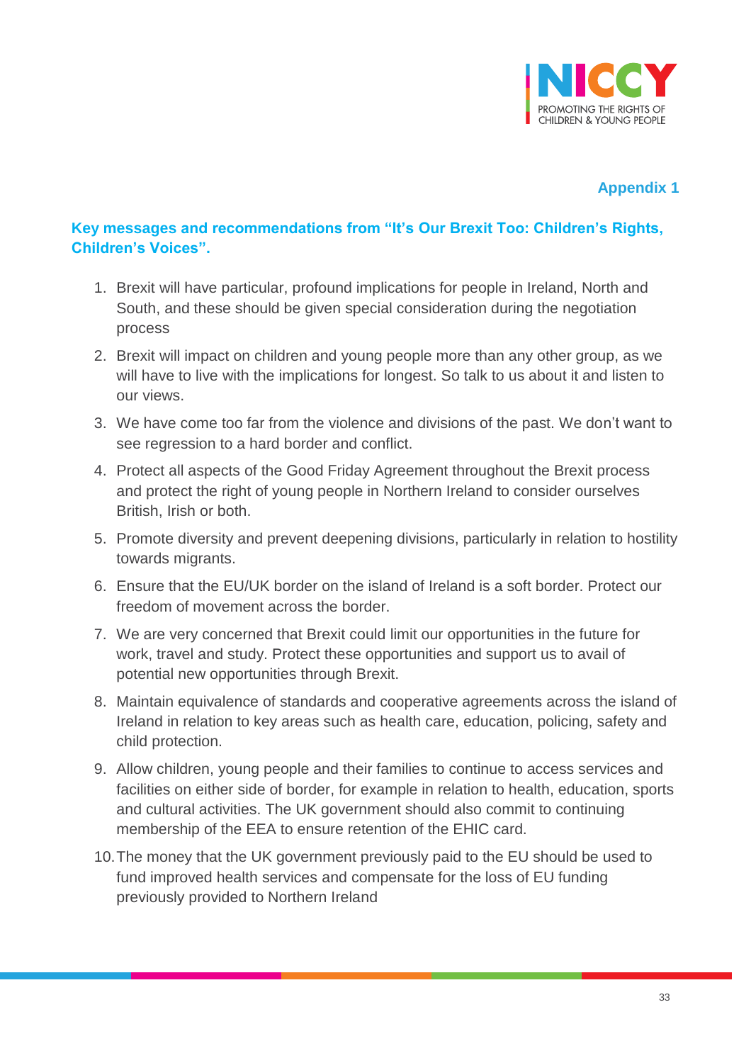**Appendix 1**

## Key messages and recommendations from "It's Our Brexit Too: Children's Rights, Children's Voices".

1. Brexit will have particular, profound implications for people in Ireland, North and South, and these should be given special consideration during the negotiation process
2. Brexit will impact on children and young people more than any other group, as we will have to live with the implications for longest. So talk to us about it and listen to our views.
3. We have come too far from the violence and divisions of the past. We don't want to see regression to a hard border and conflict.
4. Protect all aspects of the Good Friday Agreement throughout the Brexit process and protect the right of young people in Northern Ireland to consider ourselves British, Irish or both.
5. Promote diversity and prevent deepening divisions, particularly in relation to hostility towards migrants.
6. Ensure that the EU/UK border on the island of Ireland is a soft border. Protect our freedom of movement across the border.
7. We are very concerned that Brexit could limit our opportunities in the future for work, travel and study. Protect these opportunities and support us to avail of potential new opportunities through Brexit.
8. Maintain equivalence of standards and cooperative agreements across the island of Ireland in relation to key areas such as health care, education, policing, safety and child protection.
9. Allow children, young people and their families to continue to access services and facilities on either side of border, for example in relation to health, education, sports and cultural activities. The UK government should also commit to continuing membership of the EEA to ensure retention of the EHIC card.
10. The money that the UK government previously paid to the EU should be used to fund improved health services and compensate for the loss of EU funding previously provided to Northern Ireland